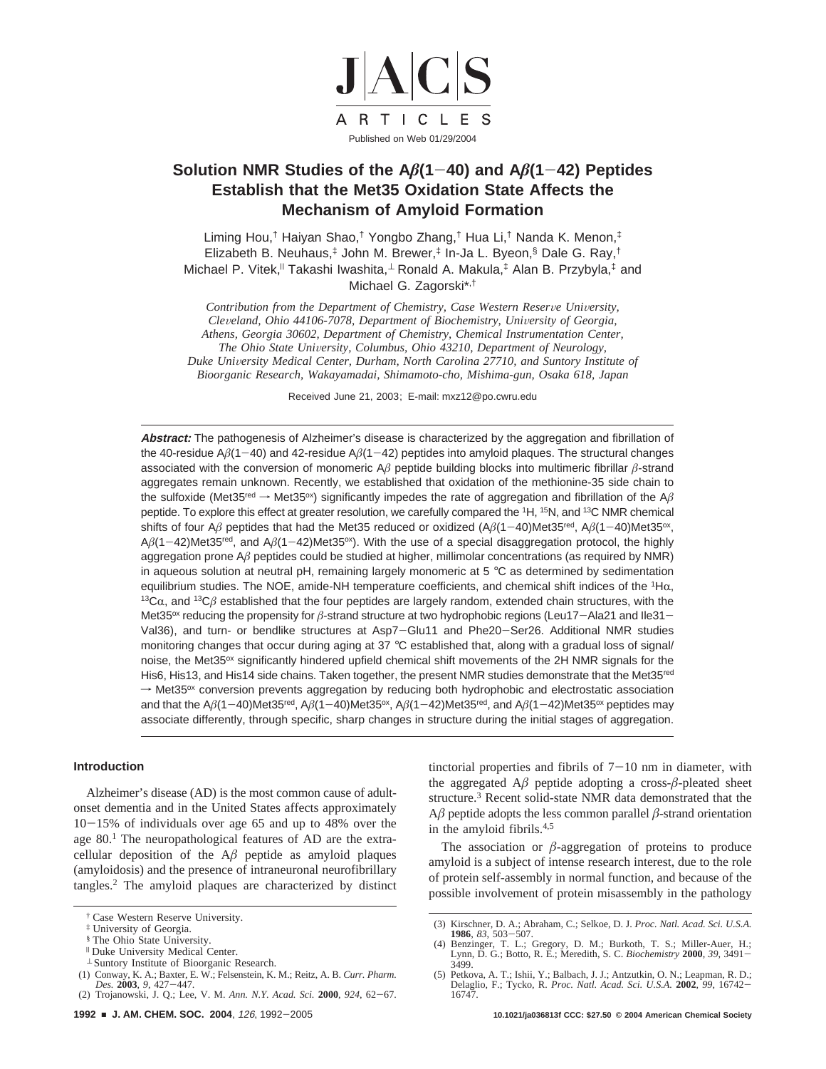JACS ARTICLES

Published on Web 01/29/2004

# Solution NMR Studies of the Aβ(1−40) and Aβ(1−42) Peptides Establish that the Met35 Oxidation State Affects the Mechanism of Amyloid Formation

Liming Hou,[†] Haiyan Shao,[†] Yongbo Zhang,[†] Hua Li,[†] Nanda K. Menon,[‡] Elizabeth B. Neuhaus,[‡] John M. Brewer,[‡] In-Ja L. Byeon,[§] Dale G. Ray,[†] Michael P. Vitek,[∥] Takashi Iwashita,[⊥] Ronald A. Makula,[‡] Alan B. Przybyla,[‡] and Michael G. Zagorski*,[†]

*Contribution from the Department of Chemistry, Case Western Reserve University, Cleveland, Ohio 44106-7078, Department of Biochemistry, University of Georgia, Athens, Georgia 30602, Department of Chemistry, Chemical Instrumentation Center, The Ohio State University, Columbus, Ohio 43210, Department of Neurology, Duke University Medical Center, Durham, North Carolina 27710, and Suntory Institute of Bioorganic Research, Wakayamadai, Shimamoto-cho, Mishima-gun, Osaka 618, Japan*

Received June 21, 2003; E-mail: mxz12@po.cwru.edu

**Abstract:** The pathogenesis of Alzheimer's disease is characterized by the aggregation and fibrillation of the 40-residue Aβ(1−40) and 42-residue Aβ(1−42) peptides into amyloid plaques. The structural changes associated with the conversion of monomeric Aβ peptide building blocks into multimeric fibrillar β-strand aggregates remain unknown. Recently, we established that oxidation of the methionine-35 side chain to the sulfoxide (Met35$^{red}$ → Met35$^{ox}$) significantly impedes the rate of aggregation and fibrillation of the Aβ peptide. To explore this effect at greater resolution, we carefully compared the $^{1}$H, $^{15}$N, and $^{13}$C NMR chemical shifts of four Aβ peptides that had the Met35 reduced or oxidized (Aβ(1−40)Met35$^{red}$, Aβ(1−40)Met35$^{ox}$, Aβ(1−42)Met35$^{red}$, and Aβ(1−42)Met35$^{ox}$). With the use of a special disaggregation protocol, the highly aggregation prone Aβ peptides could be studied at higher, millimolar concentrations (as required by NMR) in aqueous solution at neutral pH, remaining largely monomeric at 5 °C as determined by sedimentation equilibrium studies. The NOE, amide-NH temperature coefficients, and chemical shift indices of the $^{1}$Hα, $^{13}$Cα, and $^{13}$Cβ established that the four peptides are largely random, extended chain structures, with the Met35$^{ox}$ reducing the propensity for β-strand structure at two hydrophobic regions (Leu17−Ala21 and Ile31−Val36), and turn- or bendlike structures at Asp7−Glu11 and Phe20−Ser26. Additional NMR studies monitoring changes that occur during aging at 37 °C established that, along with a gradual loss of signal/noise, the Met35$^{ox}$ significantly hindered upfield chemical shift movements of the 2H NMR signals for the His6, His13, and His14 side chains. Taken together, the present NMR studies demonstrate that the Met35$^{red}$ → Met35$^{ox}$ conversion prevents aggregation by reducing both hydrophobic and electrostatic association and that the Aβ(1−40)Met35$^{red}$, Aβ(1−40)Met35$^{ox}$, Aβ(1−42)Met35$^{red}$, and Aβ(1−42)Met35$^{ox}$ peptides may associate differently, through specific, sharp changes in structure during the initial stages of aggregation.

## Introduction

Alzheimer's disease (AD) is the most common cause of adult-onset dementia and in the United States affects approximately 10−15% of individuals over age 65 and up to 48% over the age 80.[1] The neuropathological features of AD are the extracellular deposition of the Aβ peptide as amyloid plaques (amyloidosis) and the presence of intraneuronal neurofibrillary tangles.[2] The amyloid plaques are characterized by distinct tinctorial properties and fibrils of 7−10 nm in diameter, with the aggregated Aβ peptide adopting a cross-β-pleated sheet structure.[3] Recent solid-state NMR data demonstrated that the Aβ peptide adopts the less common parallel β-strand orientation in the amyloid fibrils.[4,5]

The association or β-aggregation of proteins to produce amyloid is a subject of intense research interest, due to the role of protein self-assembly in normal function, and because of the possible involvement of protein misassembly in the pathology

† Case Western Reserve University.
‡ University of Georgia.
§ The Ohio State University.
∥ Duke University Medical Center.
⊥ Suntory Institute of Bioorganic Research.

(1) Conway, K. A.; Baxter, E. W.; Felsenstein, K. M.; Reitz, A. B. *Curr. Pharm. Des.* **2003**, *9*, 427−447.
(2) Trojanowski, J. Q.; Lee, V. M. *Ann. N.Y. Acad. Sci.* **2000**, *924*, 62−67.
(3) Kirschner, D. A.; Abraham, C.; Selkoe, D. J. *Proc. Natl. Acad. Sci. U.S.A.* **1986**, *83*, 503−507.
(4) Benzinger, T. L.; Gregory, D. M.; Burkoth, T. S.; Miller-Auer, H.; Lynn, D. G.; Botto, R. E.; Meredith, S. C. *Biochemistry* **2000**, *39*, 3491−3499.
(5) Petkova, A. T.; Ishii, Y.; Balbach, J. J.; Antzutkin, O. N.; Leapman, R. D.; Delaglio, F.; Tycko, R. *Proc. Natl. Acad. Sci. U.S.A.* **2002**, *99*, 16742−16747.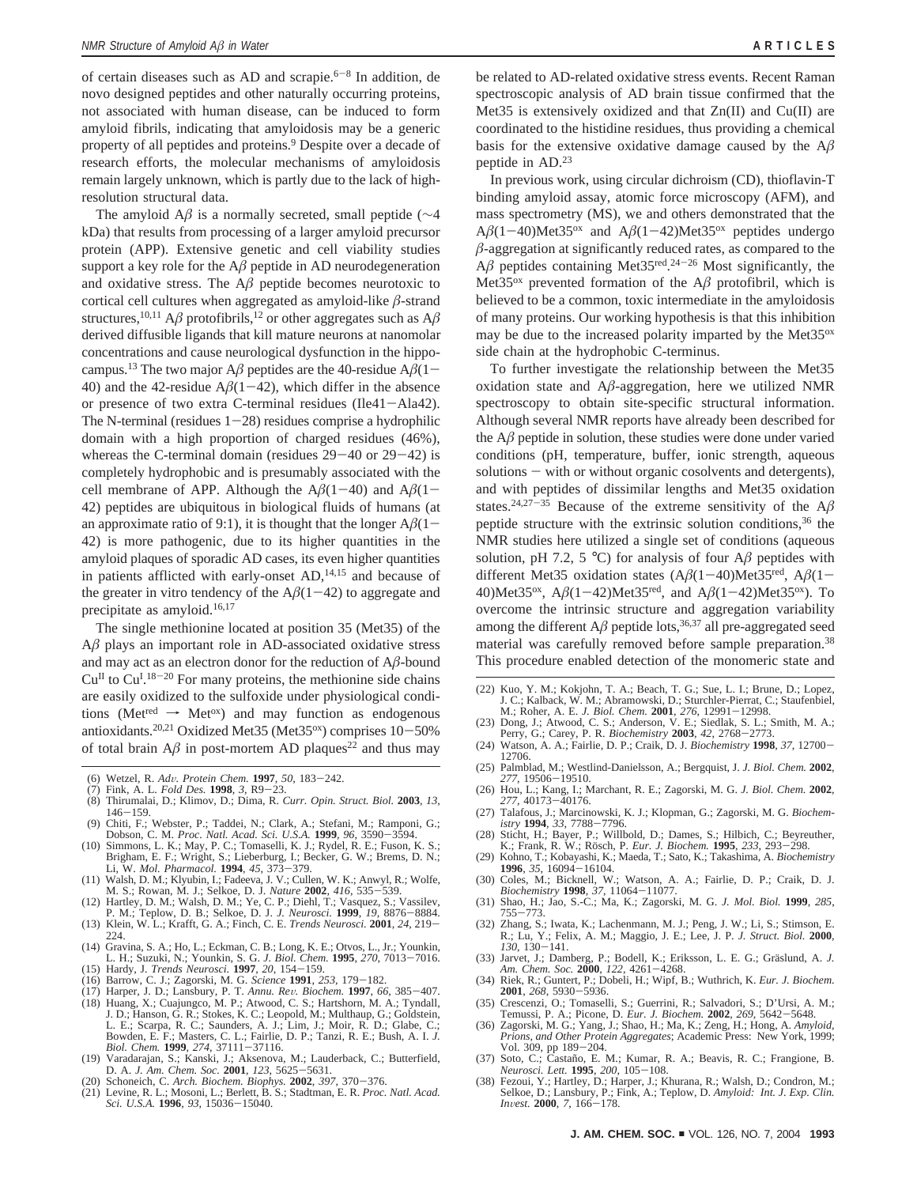of certain diseases such as AD and scrapie.[6-8] In addition, de novo designed peptides and other naturally occurring proteins, not associated with human disease, can be induced to form amyloid fibrils, indicating that amyloidosis may be a generic property of all peptides and proteins.[9] Despite over a decade of research efforts, the molecular mechanisms of amyloidosis remain largely unknown, which is partly due to the lack of high-resolution structural data.

The amyloid Aβ is a normally secreted, small peptide (~4 kDa) that results from processing of a larger amyloid precursor protein (APP). Extensive genetic and cell viability studies support a key role for the Aβ peptide in AD neurodegeneration and oxidative stress. The Aβ peptide becomes neurotoxic to cortical cell cultures when aggregated as amyloid-like β-strand structures,[10,11] Aβ protofibrils,[12] or other aggregates such as Aβ derived diffusible ligands that kill mature neurons at nanomolar concentrations and cause neurological dysfunction in the hippocampus.[13] The two major Aβ peptides are the 40-residue Aβ(1−40) and the 42-residue Aβ(1−42), which differ in the absence or presence of two extra C-terminal residues (Ile41−Ala42). The N-terminal (residues 1−28) residues comprise a hydrophilic domain with a high proportion of charged residues (46%), whereas the C-terminal domain (residues 29−40 or 29−42) is completely hydrophobic and is presumably associated with the cell membrane of APP. Although the Aβ(1−40) and Aβ(1−42) peptides are ubiquitous in biological fluids of humans (at an approximate ratio of 9:1), it is thought that the longer Aβ(1−42) is more pathogenic, due to its higher quantities in the amyloid plaques of sporadic AD cases, its even higher quantities in patients afflicted with early-onset AD,[14,15] and because of the greater in vitro tendency of the Aβ(1−42) to aggregate and precipitate as amyloid.[16,17]

The single methionine located at position 35 (Met35) of the Aβ plays an important role in AD-associated oxidative stress and may act as an electron donor for the reduction of Aβ-bound $Cu^{II}$ to $Cu^{I}$.[18-20] For many proteins, the methionine side chains are easily oxidized to the sulfoxide under physiological conditions ($Met^{red} \rightarrow Met^{ox}$) and may function as endogenous antioxidants.[20,21] Oxidized Met35 ($Met35^{ox}$) comprises 10−50% of total brain Aβ in post-mortem AD plaques[22] and thus may be related to AD-related oxidative stress events. Recent Raman spectroscopic analysis of AD brain tissue confirmed that the Met35 is extensively oxidized and that Zn(II) and Cu(II) are coordinated to the histidine residues, thus providing a chemical basis for the extensive oxidative damage caused by the Aβ peptide in AD.[23]

In previous work, using circular dichroism (CD), thioflavin-T binding amyloid assay, atomic force microscopy (AFM), and mass spectrometry (MS), we and others demonstrated that the Aβ(1−40)$Met35^{ox}$ and Aβ(1−42)$Met35^{ox}$ peptides undergo β-aggregation at significantly reduced rates, as compared to the Aβ peptides containing $Met35^{red}$.[24-26] Most significantly, the $Met35^{ox}$ prevented formation of the Aβ protofibril, which is believed to be a common, toxic intermediate in the amyloidosis of many proteins. Our working hypothesis is that this inhibition may be due to the increased polarity imparted by the $Met35^{ox}$ side chain at the hydrophobic C-terminus.

To further investigate the relationship between the Met35 oxidation state and Aβ-aggregation, here we utilized NMR spectroscopy to obtain site-specific structural information. Although several NMR reports have already been described for the Aβ peptide in solution, these studies were done under varied conditions (pH, temperature, buffer, ionic strength, aqueous solutions − with or without organic cosolvents and detergents), and with peptides of dissimilar lengths and Met35 oxidation states.[24,27-35] Because of the extreme sensitivity of the Aβ peptide structure with the extrinsic solution conditions,[36] the NMR studies here utilized a single set of conditions (aqueous solution, pH 7.2, 5 °C) for analysis of four Aβ peptides with different Met35 oxidation states (Aβ(1−40)$Met35^{red}$, Aβ(1−40)$Met35^{ox}$, Aβ(1−42)$Met35^{red}$, and Aβ(1−42)$Met35^{ox}$). To overcome the intrinsic structure and aggregation variability among the different Aβ peptide lots,[36,37] all pre-aggregated seed material was carefully removed before sample preparation.[38] This procedure enabled detection of the monomeric state and

(6) Wetzel, R. *Adv. Protein Chem.* **1997**, *50*, 183−242.
(7) Fink, A. L. *Fold Des.* **1998**, *3*, R9−23.
(8) Thirumalai, D.; Klimov, D.; Dima, R. *Curr. Opin. Struct. Biol.* **2003**, *13*, 146−159.
(9) Chiti, F.; Webster, P.; Taddei, N.; Clark, A.; Stefani, M.; Ramponi, G.; Dobson, C. M. *Proc. Natl. Acad. Sci. U.S.A.* **1999**, *96*, 3590−3594.
(10) Simmons, L. K.; May, P. C.; Tomaselli, K. J.; Rydel, R. E.; Fuson, K. S.; Brigham, E. F.; Wright, S.; Lieberburg, I.; Becker, G. W.; Brems, D. N.; Li, W. *Mol. Pharmacol.* **1994**, *45*, 373−379.
(11) Walsh, D. M.; Klyubin, I.; Fadeeva, J. V.; Cullen, W. K.; Anwyl, R.; Wolfe, M. S.; Rowan, M. J.; Selkoe, D. J. *Nature* **2002**, *416*, 535−539.
(12) Hartley, D. M.; Walsh, D. M.; Ye, C. P.; Diehl, T.; Vasquez, S.; Vassilev, P. M.; Teplow, D. B.; Selkoe, D. J. *J. Neurosci.* **1999**, *19*, 8876−8884.
(13) Klein, W. L.; Krafft, G. A.; Finch, C. E. *Trends Neurosci.* **2001**, *24*, 219−224.
(14) Gravina, S. A.; Ho, L.; Eckman, C. B.; Long, K. E.; Otvos, L., Jr.; Younkin, L. H.; Suzuki, N.; Younkin, S. G. *J. Biol. Chem.* **1995**, *270*, 7013−7016.
(15) Hardy, J. *Trends Neurosci.* **1997**, *20*, 154−159.
(16) Barrow, C. J.; Zagorski, M. G. *Science* **1991**, *253*, 179−182.
(17) Harper, J. D.; Lansbury, P. T. *Annu. Rev. Biochem.* **1997**, *66*, 385−407.
(18) Huang, X.; Cuajungco, M. P.; Atwood, C. S.; Hartshorn, M. A.; Tyndall, J. D.; Hanson, G. R.; Stokes, K. C.; Leopold, M.; Multhaup, G.; Goldstein, L. E.; Scarpa, R. C.; Saunders, A. J.; Lim, J.; Moir, R. D.; Glabe, C.; Bowden, E. F.; Masters, C. L.; Fairlie, D. P.; Tanzi, R. E.; Bush, A. I. *J. Biol. Chem.* **1999**, *274*, 37111−37116.
(19) Varadarajan, S.; Kanski, J.; Aksenova, M.; Lauderback, C.; Butterfield, D. A. *J. Am. Chem. Soc.* **2001**, *123*, 5625−5631.
(20) Schoneich, C. *Arch. Biochem. Biophys.* **2002**, *397*, 370−376.
(21) Levine, R. L.; Mosoni, L.; Berlett, B. S.; Stadtman, E. R. *Proc. Natl. Acad. Sci. U.S.A.* **1996**, *93*, 15036−15040.
(22) Kuo, Y. M.; Kokjohn, T. A.; Beach, T. G.; Sue, L. I.; Brune, D.; Lopez, J. C.; Kalback, W. M.; Abramowski, D.; Sturchler-Pierrat, C.; Staufenbiel, M.; Roher, A. E. *J. Biol. Chem.* **2001**, *276*, 12991−12998.
(23) Dong, J.; Atwood, C. S.; Anderson, V. E.; Siedlak, S. L.; Smith, M. A.; Perry, G.; Carey, P. R. *Biochemistry* **2003**, *42*, 2768−2773.
(24) Watson, A. A.; Fairlie, D. P.; Craik, D. J. *Biochemistry* **1998**, *37*, 12700−12706.
(25) Palmblad, M.; Westlind-Danielsson, A.; Bergquist, J. *J. Biol. Chem.* **2002**, *277*, 19506−19510.
(26) Hou, L.; Kang, I.; Marchant, R. E.; Zagorski, M. G. *J. Biol. Chem.* **2002**, *277*, 40173−40176.
(27) Talafous, J.; Marcinowski, K. J.; Klopman, G.; Zagorski, M. G. *Biochemistry* **1994**, *33*, 7788−7796.
(28) Sticht, H.; Bayer, P.; Willbold, D.; Dames, S.; Hilbich, C.; Beyreuther, K.; Frank, R. W.; Rösch, P. *Eur. J. Biochem.* **1995**, *233*, 293−298.
(29) Kohno, T.; Kobayashi, K.; Maeda, T.; Sato, K.; Takashima, A. *Biochemistry* **1996**, *35*, 16094−16104.
(30) Coles, M.; Bicknell, W.; Watson, A. A.; Fairlie, D. P.; Craik, D. J. *Biochemistry* **1998**, *37*, 11064−11077.
(31) Shao, H.; Jao, S.-C.; Ma, K.; Zagorski, M. G. *J. Mol. Biol.* **1999**, *285*, 755−773.
(32) Zhang, S.; Iwata, K.; Lachenmann, M. J.; Peng, J. W.; Li, S.; Stimson, E. R.; Lu, Y.; Felix, A. M.; Maggio, J. E.; Lee, J. P. *J. Struct. Biol.* **2000**, *130*, 130−141.
(33) Jarvet, J.; Damberg, P.; Bodell, K.; Eriksson, L. E. G.; Gräslund, A. *J. Am. Chem. Soc.* **2000**, *122*, 4261−4268.
(34) Riek, R.; Guntert, P.; Dobeli, H.; Wipf, B.; Wuthrich, K. *Eur. J. Biochem.* **2001**, *268*, 5930−5936.
(35) Crescenzi, O.; Tomaselli, S.; Guerrini, R.; Salvadori, S.; D'Ursi, A. M.; Temussi, P. A.; Picone, D. *Eur. J. Biochem.* **2002**, *269*, 5642−5648.
(36) Zagorski, M. G.; Yang, J.; Shao, H.; Ma, K.; Zeng, H.; Hong, A. *Amyloid, Prions, and Other Protein Aggregates*; Academic Press: New York, 1999; Vol. 309, pp 189−204.
(37) Soto, C.; Castaño, E. M.; Kumar, R. A.; Beavis, R. C.; Frangione, B. *Neurosci. Lett.* **1995**, *200*, 105−108.
(38) Fezoui, Y.; Hartley, D. M.; Harper, J. D.; Khurana, R.; Walsh, D.; Condron, M.; Selkoe, D.; Lansbury, P.; Fink, A.; Teplow, D. *Amyloid: Int. J. Exp. Clin. Invest.* **2000**, *7*, 166−178.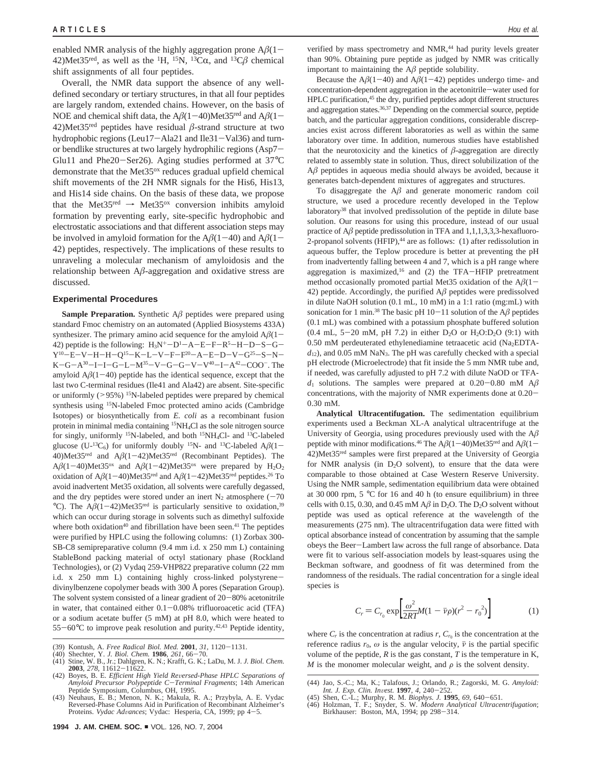enabled NMR analysis of the highly aggregation prone Aβ(1−42)Met35[red], as well as the $^{1}$H, $^{15}$N, $^{13}$Cα, and $^{13}$Cβ chemical shift assignments of all four peptides.

Overall, the NMR data support the absence of any well-defined secondary or tertiary structures, in that all four peptides are largely random, extended chains. However, on the basis of NOE and chemical shift data, the Aβ(1−40)Met35[red] and Aβ(1−42)Met35[red] peptides have residual β-strand structure at two hydrophobic regions (Leu17−Ala21 and Ile31−Val36) and turn- or bendlike structures at two largely hydrophilic regions (Asp7−Glu11 and Phe20−Ser26). Aging studies performed at 37°C demonstrate that the Met35[ox] reduces gradual upfield chemical shift movements of the 2H NMR signals for the His6, His13, and His14 side chains. On the basis of these data, we propose that the Met35[red] → Met35[ox] conversion inhibits amyloid formation by preventing early, site-specific hydrophobic and electrostatic associations and that different association steps may be involved in amyloid formation for the Aβ(1−40) and Aβ(1−42) peptides, respectively. The implications of these results to unraveling a molecular mechanism of amyloidosis and the relationship between Aβ-aggregation and oxidative stress are discussed.

## Experimental Procedures

**Sample Preparation.** Synthetic Aβ peptides were prepared using standard Fmoc chemistry on an automated (Applied Biosystems 433A) synthesizer. The primary amino acid sequence for the amyloid Aβ(1−42) peptide is the following: $H_3N^+$−D[1]−A−E−F−R[5]−H−D−S−G−Y[10]−E−V−H−H−Q[15]−K−L−V−F−F[20]−A−E−D−V−G[25]−S−N−K−G−A[30]−I−I−G−L−M[35]−V−G−G−V−V[40]−I−A[42]−$COO^-$. The amyloid Aβ(1−40) peptide has the identical sequence, except that the last two C-terminal residues (Ile41 and Ala42) are absent. Site-specific or uniformly (>95%) $^{15}$N-labeled peptides were prepared by chemical synthesis using $^{15}$N-labeled Fmoc protected amino acids (Cambridge Isotopes) or biosynthetically from *E. coli* as a recombinant fusion protein in minimal media containing $^{15}NH_4Cl$ as the sole nitrogen source for singly, uniformly $^{15}$N-labeled, and both $^{15}NH_4Cl$- and $^{13}$C-labeled glucose (U-$^{13}C_6$) for uniformly doubly $^{15}$N- and $^{13}$C-labeled Aβ(1−40)Met35[red] and Aβ(1−42)Met35[red] (Recombinant Peptides). The Aβ(1−40)Met35[ox] and Aβ(1−42)Met35[ox] were prepared by $H_2O_2$ oxidation of Aβ(1−40)Met35[red] and Aβ(1−42)Met35[red] peptides.[26] To avoid inadvertent Met35 oxidation, all solvents were carefully degassed, and the dry peptides were stored under an inert $N_2$ atmosphere (−70 °C). The Aβ(1−42)Met35[red] is particularly sensitive to oxidation,[39] which can occur during storage in solvents such as dimethyl sulfoxide where both oxidation[40] and fibrillation have been seen.[41] The peptides were purified by HPLC using the following columns: (1) Zorbax 300-SB-C8 semipreparative column (9.4 mm i.d. x 250 mm L) containing StableBond packing material of octyl stationary phase (Rockland Technologies), or (2) Vydaq 259-VHP822 preparative column (22 mm i.d. x 250 mm L) containing highly cross-linked polystyrene−divinylbenzene copolymer beads with 300 Å pores (Separation Group). The solvent system consisted of a linear gradient of 20−80% acetonitrile in water, that contained either 0.1−0.08% trifluoroacetic acid (TFA) or a sodium acetate buffer (5 mM) at pH 8.0, which were heated to 55−60°C to improve peak resolution and purity.[42,43] Peptide identity, verified by mass spectrometry and NMR,[44] had purity levels greater than 90%. Obtaining pure peptide as judged by NMR was critically important to maintaining the Aβ peptide solubility.

Because the Aβ(1−40) and Aβ(1−42) peptides undergo time- and concentration-dependent aggregation in the acetonitrile−water used for HPLC purification,[45] the dry, purified peptides adopt different structures and aggregation states.[36,37] Depending on the commercial source, peptide batch, and the particular aggregation conditions, considerable discrepancies exist across different laboratories as well as within the same laboratory over time. In addition, numerous studies have established that the neurotoxicity and the kinetics of β-aggregation are directly related to assembly state in solution. Thus, direct solubilization of the Aβ peptides in aqueous media should always be avoided, because it generates batch-dependent mixtures of aggregates and structures.

To disaggregate the Aβ and generate monomeric random coil structure, we used a procedure recently developed in the Teplow laboratory[38] that involved predissolution of the peptide in dilute base solution. Our reasons for using this procedure, instead of our usual practice of Aβ peptide predissolution in TFA and 1,1,1,3,3,3-hexafluoro-2-propanol solvents (HFIP),[44] are as follows: (1) after redissolution in aqueous buffer, the Teplow procedure is better at preventing the pH from inadvertently falling between 4 and 7, which is a pH range where aggregation is maximized,[16] and (2) the TFA−HFIP pretreatment method occasionally promoted partial Met35 oxidation of the Aβ(1−42) peptide. Accordingly, the purified Aβ peptides were predissolved in dilute NaOH solution (0.1 mL, 10 mM) in a 1:1 ratio (mg:mL) with sonication for 1 min.[38] The basic pH 10−11 solution of the Aβ peptides (0.1 mL) was combined with a potassium phosphate buffered solution (0.4 mL, 5−20 mM, pH 7.2) in either $D_2O$ or $H_2O$:$D_2O$ (9:1) with 0.50 mM perdeuterated ethylenediamine tetraacetic acid ($Na_2EDTA$-$d_{12}$), and 0.05 mM $NaN_3$. The pH was carefully checked with a special pH electrode (Microelectrode) that fit inside the 5 mm NMR tube and, if needed, was carefully adjusted to pH 7.2 with dilute NaOH or TFA-$d_1$ solutions. The samples were prepared at 0.20−0.80 mM Aβ concentrations, with the majority of NMR experiments done at 0.20−0.30 mM.

**Analytical Ultracentrifugation.** The sedimentation equilibrium experiments used a Beckman XL-A analytical ultracentrifuge at the University of Georgia, using procedures previously used with the Aβ peptide with minor modifications.[46] The Aβ(1−40)Met35[red] and Aβ(1−42)Met35[red] samples were first prepared at the University of Georgia for NMR analysis (in $D_2O$ solvent), to ensure that the data were comparable to those obtained at Case Western Reserve University. Using the NMR sample, sedimentation equilibrium data were obtained at 30 000 rpm, 5 °C for 16 and 40 h (to ensure equilibrium) in three cells with 0.15, 0.30, and 0.45 mM Aβ in $D_2O$. The $D_2O$ solvent without peptide was used as optical reference at the wavelength of the measurements (275 nm). The ultracentrifugation data were fitted with optical absorbance instead of concentration by assuming that the sample obeys the Beer−Lambert law across the full range of absorbance. Data were fit to various self-association models by least-squares using the Beckman software, and goodness of fit was determined from the randomness of the residuals. The radial concentration for a single ideal species is

$$C_r = C_{r_0} \exp\left[\frac{\omega^2}{2RT} M(1 - \bar{v}\rho)(r^2 - r_0^{\,2})\right] \qquad (1)$$

where $C_r$ is the concentration at radius $r$, $C_{r_0}$ is the concentration at the reference radius $r_0$, $\omega$ is the angular velocity, $\bar{v}$ is the partial specific volume of the peptide, $R$ is the gas constant, $T$ is the temperature in K, $M$ is the monomer molecular weight, and $\rho$ is the solvent density.

(39) Kontush, A. *Free Radical Biol. Med.* **2001**, *31*, 1120−1131.
(40) Shechter, Y. *J. Biol. Chem.* **1986**, *261*, 66−70.
(41) Stine, W. B., Jr.; Dahlgren, K. N.; Krafft, G. K.; LaDu, M. J. *J. Biol. Chem.* **2003**, *278*, 11612−11622.
(42) Boyes, B. E. *Efficient High Yield Reversed-Phase HPLC Separations of Amyloid Precursor Polypeptide C−Terminal Fragments*; 14th American Peptide Symposium, Columbus, OH, 1995.
(43) Neuhaus, E. B.; Menon, N. K.; Makula, R. A.; Przybyla, A. E. Vydac Reversed-Phase Columns Aid in Purification of Recombinant Alzheimer's Proteins. *Vydac Advances*; Vydac: Hesperia, CA, 1999; pp 4−5.
(44) Jao, S.-C.; Ma, K.; Talafous, J.; Orlando, R.; Zagorski, M. G. *Amyloid: Int. J. Exp. Clin. Invest.* **1997**, *4*, 240−252.
(45) Shen, C.-L.; Murphy, R. M. *Biophys. J.* **1995**, *69*, 640−651.
(46) Holzman, T. F.; Snyder, S. W. *Modern Analytical Ultracentrifugation*; Birkhauser: Boston, MA, 1994; pp 298−314.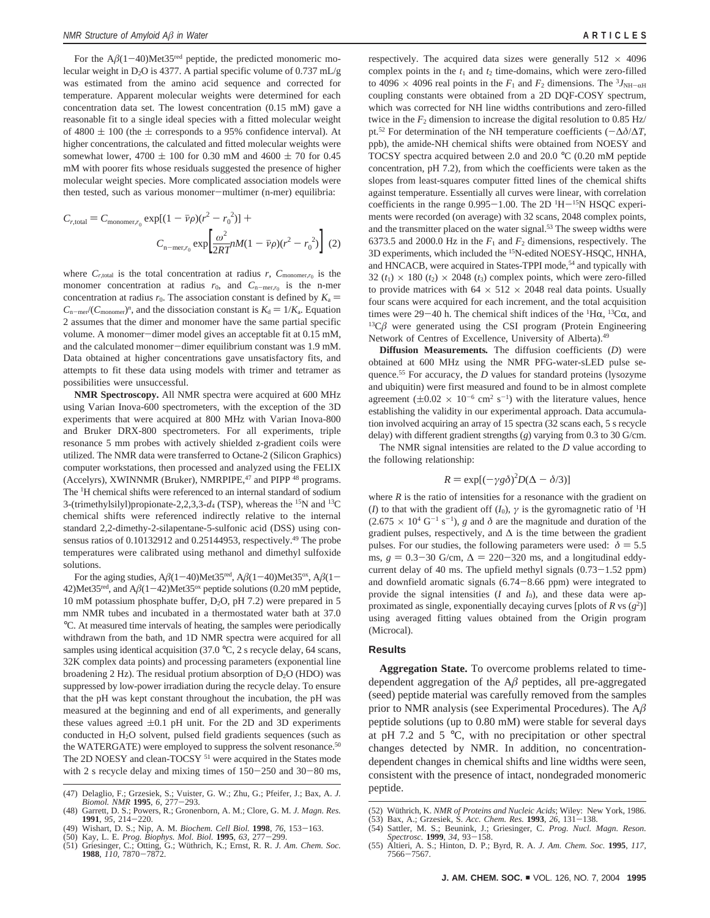For the Aβ(1−40)Met35[red] peptide, the predicted monomeric molecular weight in $D_2O$ is 4377. A partial specific volume of 0.737 mL/g was estimated from the amino acid sequence and corrected for temperature. Apparent molecular weights were determined for each concentration data set. The lowest concentration (0.15 mM) gave a reasonable fit to a single ideal species with a fitted molecular weight of 4800 ± 100 (the ± corresponds to a 95% confidence interval). At higher concentrations, the calculated and fitted molecular weights were somewhat lower, 4700 ± 100 for 0.30 mM and 4600 ± 70 for 0.45 mM with poorer fits whose residuals suggested the presence of higher molecular weight species. More complicated association models were then tested, such as various monomer−multimer (n-mer) equilibria:

$$C_{r,\text{total}} = C_{\text{monomer},r_0} \exp[(1 - \bar{\nu}\rho)(r^2 - r_0^2)] + C_{\text{n-mer},r_0} \exp\left[\frac{\omega^2}{2RT} nM(1 - \bar{\nu}\rho)(r^2 - r_0^2)\right] \quad (2)$$

where $C_{r,\text{total}}$ is the total concentration at radius $r$, $C_{\text{monomer},r_0}$ is the monomer concentration at radius $r_0$, and $C_{\text{n-mer},r_0}$ is the n-mer concentration at radius $r_0$. The association constant is defined by $K_a = C_{\text{n-mer}}/(C_{\text{monomer}})^n$, and the dissociation constant is $K_d = 1/K_a$. Equation 2 assumes that the dimer and monomer have the same partial specific volume. A monomer−dimer model gives an acceptable fit at 0.15 mM, and the calculated monomer−dimer equilibrium constant was 1.9 mM. Data obtained at higher concentrations gave unsatisfactory fits, and attempts to fit these data using models with trimer and tetramer as possibilities were unsuccessful.

**NMR Spectroscopy.** All NMR spectra were acquired at 600 MHz using Varian Inova-600 spectrometers, with the exception of the 3D experiments that were acquired at 800 MHz with Varian Inova-800 and Bruker DRX-800 spectrometers. For all experiments, triple resonance 5 mm probes with actively shielded z-gradient coils were utilized. The NMR data were transferred to Octane-2 (Silicon Graphics) computer workstations, then processed and analyzed using the FELIX (Accelrys), XWINNMR (Bruker), NMRPIPE,[47] and PIPP [48] programs. The $^1$H chemical shifts were referenced to an internal standard of sodium 3-(trimethylsilyl)propionate-2,2,3,3-$d_4$ (TSP), whereas the $^{15}$N and $^{13}$C chemical shifts were referenced indirectly relative to the internal standard 2,2-dimethy-2-silapentane-5-sulfonic acid (DSS) using consensus ratios of 0.10132912 and 0.25144953, respectively.[49] The probe temperatures were calibrated using methanol and dimethyl sulfoxide solutions.

For the aging studies, Aβ(1−40)Met35[red], Aβ(1−40)Met35[ox], Aβ(1−42)Met35[red], and Aβ(1−42)Met35[ox] peptide solutions (0.20 mM peptide, 10 mM potassium phosphate buffer, $D_2O$, pH 7.2) were prepared in 5 mm NMR tubes and incubated in a thermostated water bath at 37.0 °C. At measured time intervals of heating, the samples were periodically withdrawn from the bath, and 1D NMR spectra were acquired for all samples using identical acquisition (37.0 °C, 2 s recycle delay, 64 scans, 32K complex data points) and processing parameters (exponential line broadening 2 Hz). The residual protium absorption of $D_2O$ (HDO) was suppressed by low-power irradiation during the recycle delay. To ensure that the pH was kept constant throughout the incubation, the pH was measured at the beginning and end of all experiments, and generally these values agreed ±0.1 pH unit. For the 2D and 3D experiments conducted in $H_2O$ solvent, pulsed field gradients sequences (such as the WATERGATE) were employed to suppress the solvent resonance.[50] The 2D NOESY and clean-TOCSY [51] were acquired in the States mode with 2 s recycle delay and mixing times of 150−250 and 30−80 ms, respectively. The acquired data sizes were generally 512 × 4096 complex points in the $t_1$ and $t_2$ time-domains, which were zero-filled to 4096 × 4096 real points in the $F_1$ and $F_2$ dimensions. The $^3J_{\text{NH}-\alpha\text{H}}$ coupling constants were obtained from a 2D DQF-COSY spectrum, which was corrected for NH line widths contributions and zero-filled twice in the $F_2$ dimension to increase the digital resolution to 0.85 Hz/pt.[52] For determination of the NH temperature coefficients ($-\Delta\delta/\Delta T$, ppb), the amide-NH chemical shifts were obtained from NOESY and TOCSY spectra acquired between 2.0 and 20.0 °C (0.20 mM peptide concentration, pH 7.2), from which the coefficients were taken as the slopes from least-squares computer fitted lines of the chemical shifts against temperature. Essentially all curves were linear, with correlation coefficients in the range 0.995−1.00. The 2D $^1$H−$^{15}$N HSQC experiments were recorded (on average) with 32 scans, 2048 complex points, and the transmitter placed on the water signal.[53] The sweep widths were 6373.5 and 2000.0 Hz in the $F_1$ and $F_2$ dimensions, respectively. The 3D experiments, which included the $^{15}$N-edited NOESY-HSQC, HNHA, and HNCACB, were acquired in States-TPPI mode,[54] and typically with 32 ($t_1$) × 180 ($t_2$) × 2048 ($t_3$) complex points, which were zero-filled to provide matrices with 64 × 512 × 2048 real data points. Usually four scans were acquired for each increment, and the total acquisition times were 29−40 h. The chemical shift indices of the $^1$Hα, $^{13}$Cα, and $^{13}$Cβ were generated using the CSI program (Protein Engineering Network of Centres of Excellence, University of Alberta).[49]

**Diffusion Measurements.** The diffusion coefficients ($D$) were obtained at 600 MHz using the NMR PFG-water-sLED pulse sequence.[55] For accuracy, the $D$ values for standard proteins (lysozyme and ubiquitin) were first measured and found to be in almost complete agreement ($\pm 0.02 \times 10^{-6}$ cm$^2$ s$^{-1}$) with the literature values, hence establishing the validity in our experimental approach. Data accumulation involved acquiring an array of 15 spectra (32 scans each, 5 s recycle delay) with different gradient strengths ($g$) varying from 0.3 to 30 G/cm.

The NMR signal intensities are related to the $D$ value according to the following relationship:

$$R = \exp[(-\gamma g\delta)^2 D(\Delta - \delta/3)]$$

where $R$ is the ratio of intensities for a resonance with the gradient on ($I$) to that with the gradient off ($I_0$), $\gamma$ is the gyromagnetic ratio of $^1$H ($2.675 \times 10^4$ G$^{-1}$ s$^{-1}$), $g$ and $\delta$ are the magnitude and duration of the gradient pulses, respectively, and $\Delta$ is the time between the gradient pulses. For our studies, the following parameters were used: $\delta = 5.5$ ms, $g = 0.3$−30 G/cm, $\Delta = 220$−320 ms, and a longitudinal eddy-current delay of 40 ms. The upfield methyl signals (0.73−1.52 ppm) and downfield aromatic signals (6.74−8.66 ppm) were integrated to provide the signal intensities ($I$ and $I_0$), and these data were approximated as single, exponentially decaying curves [plots of $R$ vs ($g^2$)] using averaged fitting values obtained from the Origin program (Microcal).

## Results

**Aggregation State.** To overcome problems related to time-dependent aggregation of the Aβ peptides, all pre-aggregated (seed) peptide material was carefully removed from the samples prior to NMR analysis (see Experimental Procedures). The Aβ peptide solutions (up to 0.80 mM) were stable for several days at pH 7.2 and 5 °C, with no precipitation or other spectral changes detected by NMR. In addition, no concentration-dependent changes in chemical shifts and line widths were seen, consistent with the presence of intact, nondegraded monomeric peptide.

(47) Delaglio, F.; Grzesiek, S.; Vuister, G. W.; Zhu, G.; Pfeifer, J.; Bax, A. *J. Biomol. NMR* **1995**, *6*, 277−293.
(48) Garrett, D. S.; Powers, R.; Gronenborn, A. M.; Clore, G. M. *J. Magn. Res.* **1991**, *95*, 214−220.
(49) Wishart, D. S.; Nip, A. M. *Biochem. Cell Biol.* **1998**, *76*, 153−163.
(50) Kay, L. E. *Prog. Biophys. Mol. Biol.* **1995**, *63*, 277−299.
(51) Griesinger, C.; Otting, G.; Wüthrich, K.; Ernst, R. R. *J. Am. Chem. Soc.* **1988**, *110*, 7870−7872.
(52) Wüthrich, K. *NMR of Proteins and Nucleic Acids*; Wiley: New York, 1986.
(53) Bax, A.; Grzesiek, S. *Acc. Chem. Res.* **1993**, *26*, 131−138.
(54) Sattler, M. S.; Beunink, J.; Griesinger, C. *Prog. Nucl. Magn. Reson. Spectrosc.* **1999**, *34*, 93−158.
(55) Altieri, A. S.; Hinton, D. P.; Byrd, R. A. *J. Am. Chem. Soc.* **1995**, *117*, 7566−7567.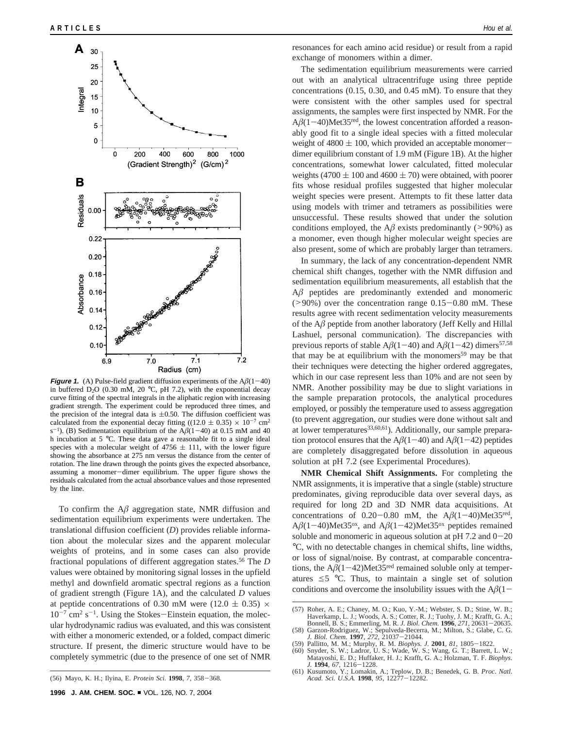**Figure 1.** (A) Pulse-field gradient diffusion experiments of the Aβ(1−40) in buffered $D_2O$ (0.30 mM, 20 °C, pH 7.2), with the exponential decay curve fitting of the spectral integrals in the aliphatic region with increasing gradient strength. The experiment could be reproduced three times, and the precision of the integral data is ±0.50. The diffusion coefficient was calculated from the exponential decay fitting ((12.0 ± 0.35) × $10^{-7}$ $cm^2$ $s^{-1}$). (B) Sedimentation equilibrium of the Aβ(1−40) at 0.15 mM and 40 h incubation at 5 °C. These data gave a reasonable fit to a single ideal species with a molecular weight of 4756 ± 111, with the lower figure showing the absorbance at 275 nm versus the distance from the center of rotation. The line drawn through the points gives the expected absorbance, assuming a monomer−dimer equilibrium. The upper figure shows the residuals calculated from the actual absorbance values and those represented by the line.

To confirm the Aβ aggregation state, NMR diffusion and sedimentation equilibrium experiments were undertaken. The translational diffusion coefficient (*D*) provides reliable information about the molecular sizes and the apparent molecular weights of proteins, and in some cases can also provide fractional populations of different aggregation states.[56] The *D* values were obtained by monitoring signal losses in the upfield methyl and downfield aromatic spectral regions as a function of gradient strength (Figure 1A), and the calculated *D* values at peptide concentrations of 0.30 mM were (12.0 ± 0.35) × $10^{-7}$ $cm^2$ $s^{-1}$. Using the Stokes−Einstein equation, the molecular hydrodynamic radius was evaluated, and this was consistent with either a monomeric extended, or a folded, compact dimeric structure. If present, the dimeric structure would have to be completely symmetric (due to the presence of one set of NMR resonances for each amino acid residue) or result from a rapid exchange of monomers within a dimer.

The sedimentation equilibrium measurements were carried out with an analytical ultracentrifuge using three peptide concentrations (0.15, 0.30, and 0.45 mM). To ensure that they were consistent with the other samples used for spectral assignments, the samples were first inspected by NMR. For the Aβ(1−40)Met35[red], the lowest concentration afforded a reasonably good fit to a single ideal species with a fitted molecular weight of 4800 ± 100, which provided an acceptable monomer−dimer equilibrium constant of 1.9 mM (Figure 1B). At the higher concentrations, somewhat lower calculated, fitted molecular weights (4700 ± 100 and 4600 ± 70) were obtained, with poorer fits whose residual profiles suggested that higher molecular weight species were present. Attempts to fit these latter data using models with trimer and tetramers as possibilities were unsuccessful. These results showed that under the solution conditions employed, the Aβ exists predominantly (>90%) as a monomer, even though higher molecular weight species are also present, some of which are probably larger than tetramers.

In summary, the lack of any concentration-dependent NMR chemical shift changes, together with the NMR diffusion and sedimentation equilibrium measurements, all establish that the Aβ peptides are predominantly extended and monomeric (>90%) over the concentration range 0.15−0.80 mM. These results agree with recent sedimentation velocity measurements of the Aβ peptide from another laboratory (Jeff Kelly and Hillal Lashuel, personal communication). The discrepancies with previous reports of stable Aβ(1−40) and Aβ(1−42) dimers[57,58] that may be at equilibrium with the monomers[59] may be that their techniques were detecting the higher ordered aggregates, which in our case represent less than 10% and are not seen by NMR. Another possibility may be due to slight variations in the sample preparation protocols, the analytical procedures employed, or possibly the temperature used to assess aggregation (to prevent aggregation, our studies were done without salt and at lower temperatures[33,60,61]). Additionally, our sample preparation protocol ensures that the Aβ(1−40) and Aβ(1−42) peptides are completely disaggregated before dissolution in aqueous solution at pH 7.2 (see Experimental Procedures).

**NMR Chemical Shift Assignments.** For completing the NMR assignments, it is imperative that a single (stable) structure predominates, giving reproducible data over several days, as required for long 2D and 3D NMR data acquisitions. At concentrations of 0.20−0.80 mM, the Aβ(1−40)Met35[red], Aβ(1−40)Met35[ox], and Aβ(1−42)Met35[ox] peptides remained soluble and monomeric in aqueous solution at pH 7.2 and 0−20 °C, with no detectable changes in chemical shifts, line widths, or loss of signal/noise. By contrast, at comparable concentrations, the Aβ(1−42)Met35[red] remained soluble only at temperatures ≤5 °C. Thus, to maintain a single set of solution conditions and overcome the insolubility issues with the Aβ(1−

(56) Mayo, K. H.; Ilyina, E. *Protein Sci.* **1998**, *7*, 358−368.

(57) Roher, A. E.; Chaney, M. O.; Kuo, Y.-M.; Webster, S. D.; Stine, W. B.; Haverkamp, L. J.; Woods, A. S.; Cotter, R. J.; Tuohy, J. M.; Krafft, G. A.; Bonnell, B. S.; Emmerling, M. R. *J. Biol. Chem.* **1996**, *271*, 20631−20635.

(58) Garzon-Rodriguez, W.; Sepulveda-Becerra, M.; Milton, S.; Glabe, C. G. *J. Biol. Chem.* **1997**, *272*, 21037−21044.

(59) Pallitto, M. M.; Murphy, R. M. *Biophys. J.* **2001**, *81*, 1805−1822.

(60) Snyder, S. W.; Ladror, U. S.; Wade, W. S.; Wang, G. T.; Barrett, L. W.; Matayoshi, E. D.; Huffaker, H. J.; Krafft, G. A.; Holzman, T. F. *Biophys. J.* **1994**, *67*, 1216−1228.

(61) Kusumoto, Y.; Lomakin, A.; Teplow, D. B.; Benedek, G. B. *Proc. Natl. Acad. Sci. U.S.A.* **1998**, *95*, 12277−12282.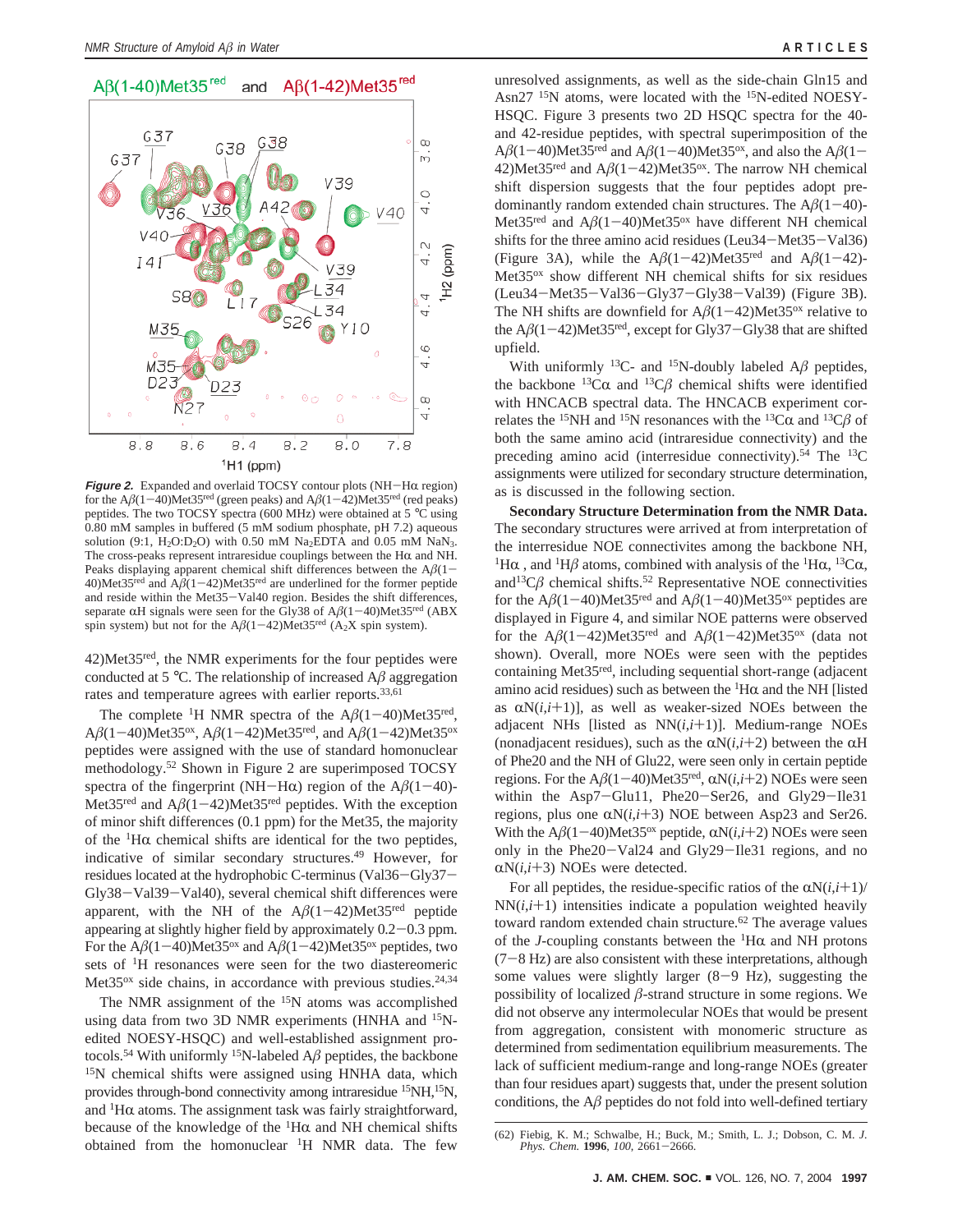Aβ(1−40)Met35[red] and Aβ(1−42)Met35[red]

**Figure 2.** Expanded and overlaid TOCSY contour plots (NH−Hα region) for the Aβ(1−40)Met35[red] (green peaks) and Aβ(1−42)Met35[red] (red peaks) peptides. The two TOCSY spectra (600 MHz) were obtained at 5 °C using 0.80 mM samples in buffered (5 mM sodium phosphate, pH 7.2) aqueous solution (9:1, $H_2O$:$D_2O$) with 0.50 mM $Na_2$EDTA and 0.05 mM $NaN_3$. The cross-peaks represent intraresidue couplings between the Hα and NH. Peaks displaying apparent chemical shift differences between the Aβ(1−40)Met35[red] and Aβ(1−42)Met35[red] are underlined for the former peptide and reside within the Met35−Val40 region. Besides the shift differences, separate αH signals were seen for the Gly38 of Aβ(1−40)Met35[red] (ABX spin system) but not for the Aβ(1−42)Met35[red] ($A_2X$ spin system).

42)Met35[red], the NMR experiments for the four peptides were conducted at 5 °C. The relationship of increased Aβ aggregation rates and temperature agrees with earlier reports.[33,61]

The complete $^1$H NMR spectra of the Aβ(1−40)Met35[red], Aβ(1−40)Met35[ox], Aβ(1−42)Met35[red], and Aβ(1−42)Met35[ox] peptides were assigned with the use of standard homonuclear methodology.[52] Shown in Figure 2 are superimposed TOCSY spectra of the fingerprint (NH−Hα) region of the Aβ(1−40)-Met35[red] and Aβ(1−42)Met35[red] peptides. With the exception of minor shift differences (0.1 ppm) for the Met35, the majority of the $^1$Hα chemical shifts are identical for the two peptides, indicative of similar secondary structures.[49] However, for residues located at the hydrophobic C-terminus (Val36−Gly37−Gly38−Val39−Val40), several chemical shift differences were apparent, with the NH of the Aβ(1−42)Met35[red] peptide appearing at slightly higher field by approximately 0.2−0.3 ppm. For the Aβ(1−40)Met35[ox] and Aβ(1−42)Met35[ox] peptides, two sets of $^1$H resonances were seen for the two diastereomeric Met35[ox] side chains, in accordance with previous studies.[24,34]

The NMR assignment of the $^{15}$N atoms was accomplished using data from two 3D NMR experiments (HNHA and $^{15}$N-edited NOESY-HSQC) and well-established assignment protocols.[54] With uniformly $^{15}$N-labeled Aβ peptides, the backbone $^{15}$N chemical shifts were assigned using HNHA data, which provides through-bond connectivity among intraresidue $^{15}$NH,$^{15}$N, and $^1$Hα atoms. The assignment task was fairly straightforward, because of the knowledge of the $^1$Hα and NH chemical shifts obtained from the homonuclear $^1$H NMR data. The few unresolved assignments, as well as the side-chain Gln15 and Asn27 $^{15}$N atoms, were located with the $^{15}$N-edited NOESY-HSQC. Figure 3 presents two 2D HSQC spectra for the 40- and 42-residue peptides, with spectral superimposition of the Aβ(1−40)Met35[red] and Aβ(1−40)Met35[ox], and also the Aβ(1−42)Met35[red] and Aβ(1−42)Met35[ox]. The narrow NH chemical shift dispersion suggests that the four peptides adopt predominantly random extended chain structures. The Aβ(1−40)-Met35[red] and Aβ(1−40)Met35[ox] have different NH chemical shifts for the three amino acid residues (Leu34−Met35−Val36) (Figure 3A), while the Aβ(1−42)Met35[red] and Aβ(1−42)-Met35[ox] show different NH chemical shifts for six residues (Leu34−Met35−Val36−Gly37−Gly38−Val39) (Figure 3B). The NH shifts are downfield for Aβ(1−42)Met35[ox] relative to the Aβ(1−42)Met35[red], except for Gly37−Gly38 that are shifted upfield.

With uniformly $^{13}$C- and $^{15}$N-doubly labeled Aβ peptides, the backbone $^{13}$Cα and $^{13}$Cβ chemical shifts were identified with HNCACB spectral data. The HNCACB experiment correlates the $^{15}$NH and $^{15}$N resonances with the $^{13}$Cα and $^{13}$Cβ of both the same amino acid (intraresidue connectivity) and the preceding amino acid (interresidue connectivity).[54] The $^{13}$C assignments were utilized for secondary structure determination, as is discussed in the following section.

**Secondary Structure Determination from the NMR Data.** The secondary structures were arrived at from interpretation of the interresidue NOE connectivites among the backbone NH, $^1$Hα , and $^1$Hβ atoms, combined with analysis of the $^1$Hα, $^{13}$Cα, and $^{13}$Cβ chemical shifts.[52] Representative NOE connectivities for the Aβ(1−40)Met35[red] and Aβ(1−40)Met35[ox] peptides are displayed in Figure 4, and similar NOE patterns were observed for the Aβ(1−42)Met35[red] and Aβ(1−42)Met35[ox] (data not shown). Overall, more NOEs were seen with the peptides containing Met35[red], including sequential short-range (adjacent amino acid residues) such as between the $^1$Hα and the NH [listed as αN($i$,$i$+1)], as well as weaker-sized NOEs between the adjacent NHs [listed as NN($i$,$i$+1)]. Medium-range NOEs (nonadjacent residues), such as the αN($i$,$i$+2) between the αH of Phe20 and the NH of Glu22, were seen only in certain peptide regions. For the Aβ(1−40)Met35[red], αN($i$,$i$+2) NOEs were seen within the Asp7−Glu11, Phe20−Ser26, and Gly29−Ile31 regions, plus one αN($i$,$i$+3) NOE between Asp23 and Ser26. With the Aβ(1−40)Met35[ox] peptide, αN($i$,$i$+2) NOEs were seen only in the Phe20−Val24 and Gly29−Ile31 regions, and no αN($i$,$i$+3) NOEs were detected.

For all peptides, the residue-specific ratios of the αN($i$,$i$+1)/NN($i$,$i$+1) intensities indicate a population weighted heavily toward random extended chain structure.[62] The average values of the $J$-coupling constants between the $^1$Hα and NH protons (7−8 Hz) are also consistent with these interpretations, although some values were slightly larger (8−9 Hz), suggesting the possibility of localized β-strand structure in some regions. We did not observe any intermolecular NOEs that would be present from aggregation, consistent with monomeric structure as determined from sedimentation equilibrium measurements. The lack of sufficient medium-range and long-range NOEs (greater than four residues apart) suggests that, under the present solution conditions, the Aβ peptides do not fold into well-defined tertiary

(62) Fiebig, K. M.; Schwalbe, H.; Buck, M.; Smith, L. J.; Dobson, C. M. *J. Phys. Chem.* **1996**, *100*, 2661−2666.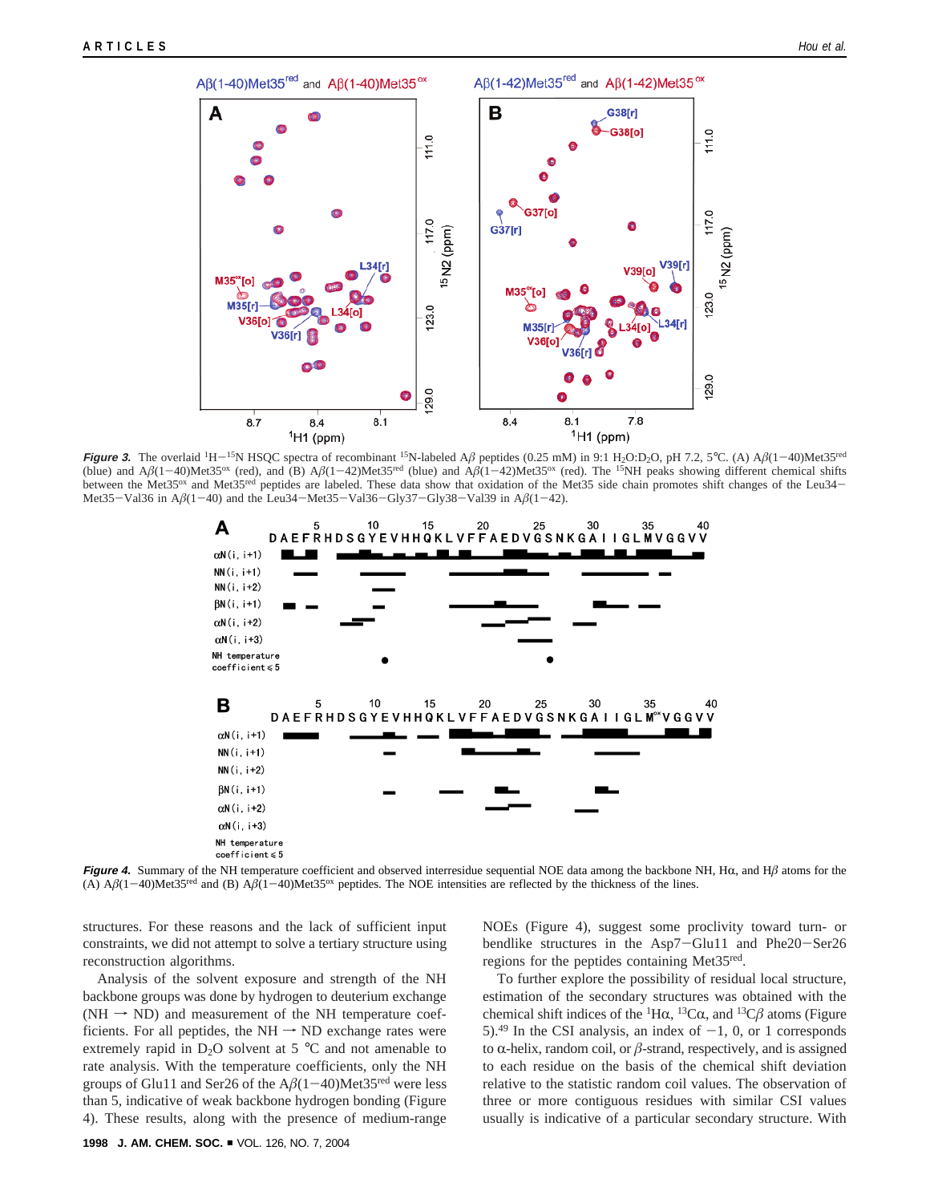**Figure 3.** The overlaid $^1$H−$^{15}$N HSQC spectra of recombinant $^{15}$N-labeled Aβ peptides (0.25 mM) in 9:1 $H_2O$:$D_2O$, pH 7.2, 5 °C. (A) Aβ(1−40)Met35$^{red}$ (blue) and Aβ(1−40)Met35$^{ox}$ (red), and (B) Aβ(1−42)Met35$^{red}$ (blue) and Aβ(1−42)Met35$^{ox}$ (red). The $^{15}$NH peaks showing different chemical shifts between the Met35$^{ox}$ and Met35$^{red}$ peptides are labeled. These data show that oxidation of the Met35 side chain promotes shift changes of the Leu34−Met35−Val36 in Aβ(1−40) and the Leu34−Met35−Val36−Gly37−Gly38−Val39 in Aβ(1−42).

**Figure 4.** Summary of the NH temperature coefficient and observed interresidue sequential NOE data among the backbone NH, Hα, and Hβ atoms for the (A) Aβ(1−40)Met35$^{red}$ and (B) Aβ(1−40)Met35$^{ox}$ peptides. The NOE intensities are reflected by the thickness of the lines.

structures. For these reasons and the lack of sufficient input constraints, we did not attempt to solve a tertiary structure using reconstruction algorithms.

Analysis of the solvent exposure and strength of the NH backbone groups was done by hydrogen to deuterium exchange (NH → ND) and measurement of the NH temperature coefficients. For all peptides, the NH → ND exchange rates were extremely rapid in $D_2O$ solvent at 5 °C and not amenable to rate analysis. With the temperature coefficients, only the NH groups of Glu11 and Ser26 of the Aβ(1−40)Met35$^{red}$ were less than 5, indicative of weak backbone hydrogen bonding (Figure 4). These results, along with the presence of medium-range NOEs (Figure 4), suggest some proclivity toward turn- or bendlike structures in the Asp7−Glu11 and Phe20−Ser26 regions for the peptides containing Met35$^{red}$.

To further explore the possibility of residual local structure, estimation of the secondary structures was obtained with the chemical shift indices of the $^1$Hα, $^{13}$Cα, and $^{13}$Cβ atoms (Figure 5).[49] In the CSI analysis, an index of −1, 0, or 1 corresponds to α-helix, random coil, or β-strand, respectively, and is assigned to each residue on the basis of the chemical shift deviation relative to the statistic random coil values. The observation of three or more contiguous residues with similar CSI values usually is indicative of a particular secondary structure. With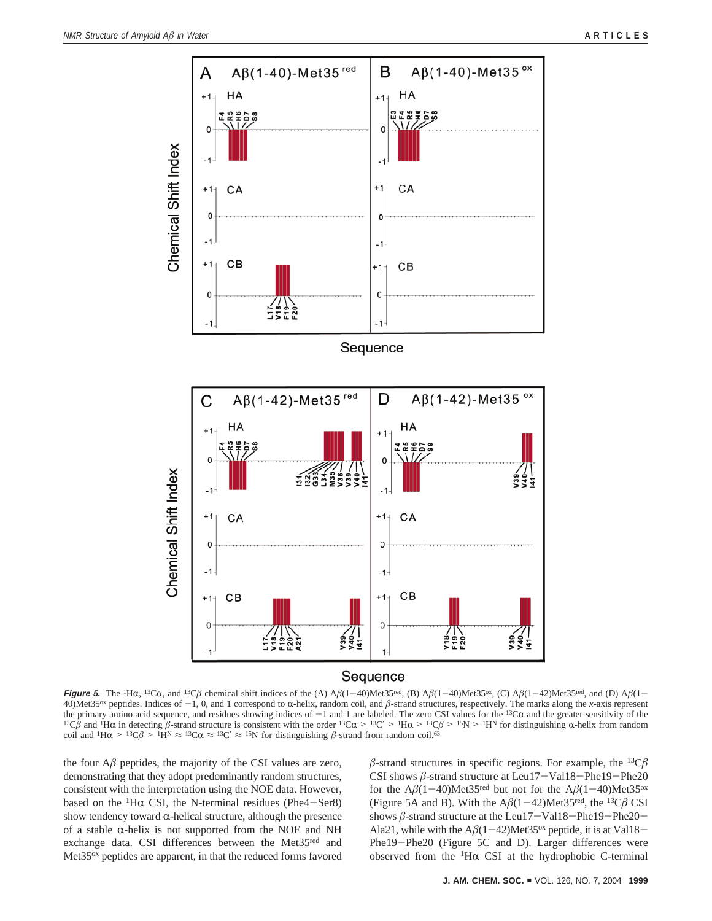**Figure 5.** The $^{1}$Hα, $^{13}$Cα, and $^{13}$Cβ chemical shift indices of the (A) Aβ(1−40)Met35$^{red}$, (B) Aβ(1−40)Met35$^{ox}$, (C) Aβ(1−42)Met35$^{red}$, and (D) Aβ(1−40)Met35$^{ox}$ peptides. Indices of −1, 0, and 1 correspond to α-helix, random coil, and β-strand structures, respectively. The marks along the *x*-axis represent the primary amino acid sequence, and residues showing indices of −1 and 1 are labeled. The zero CSI values for the $^{13}$Cα and the greater sensitivity of the $^{13}$Cβ and $^{1}$Hα in detecting β-strand structure is consistent with the order $^{13}$Cα > $^{13}$C′ > $^{1}$Hα > $^{13}$Cβ > $^{15}$N > $^{1}$H$^{N}$ for distinguishing α-helix from random coil and $^{1}$Hα > $^{13}$Cβ > $^{1}$H$^{N}$ ≈ $^{13}$Cα ≈ $^{13}$C′ ≈ $^{15}$N for distinguishing β-strand from random coil.[63]

the four Aβ peptides, the majority of the CSI values are zero, demonstrating that they adopt predominantly random structures, consistent with the interpretation using the NOE data. However, based on the $^{1}$Hα CSI, the N-terminal residues (Phe4−Ser8) show tendency toward α-helical structure, although the presence of a stable α-helix is not supported from the NOE and NH exchange data. CSI differences between the Met35$^{red}$ and Met35$^{ox}$ peptides are apparent, in that the reduced forms favored β-strand structures in specific regions. For example, the $^{13}$Cβ CSI shows β-strand structure at Leu17−Val18−Phe19−Phe20 for the Aβ(1−40)Met35$^{red}$ but not for the Aβ(1−40)Met35$^{ox}$ (Figure 5A and B). With the Aβ(1−42)Met35$^{red}$, the $^{13}$Cβ CSI shows β-strand structure at the Leu17−Val18−Phe19−Phe20−Ala21, while with the Aβ(1−42)Met35$^{ox}$ peptide, it is at Val18−Phe19−Phe20 (Figure 5C and D). Larger differences were observed from the $^{1}$Hα CSI at the hydrophobic C-terminal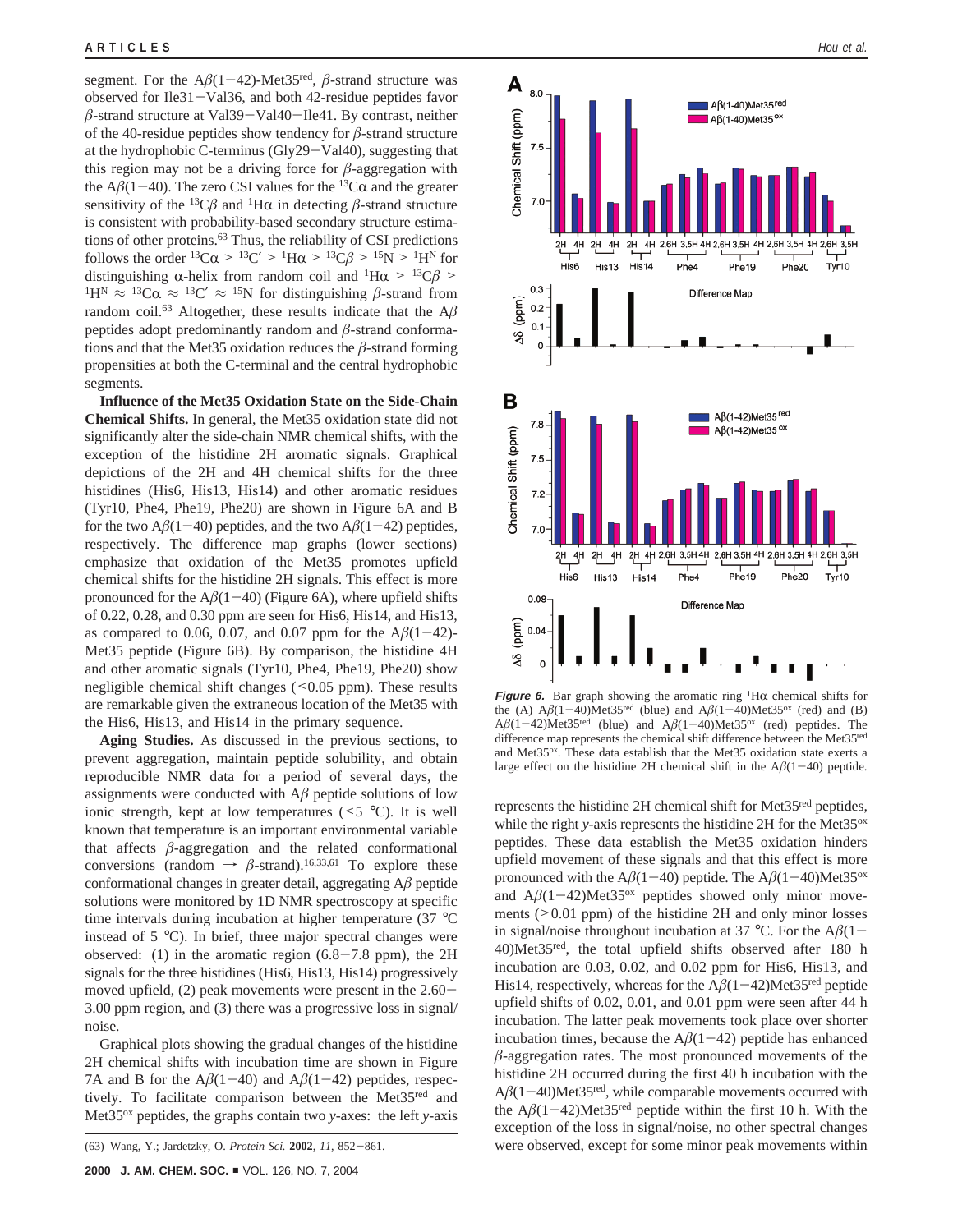segment. For the Aβ(1−42)-Met35[red], β-strand structure was observed for Ile31−Val36, and both 42-residue peptides favor β-strand structure at Val39−Val40−Ile41. By contrast, neither of the 40-residue peptides show tendency for β-strand structure at the hydrophobic C-terminus (Gly29−Val40), suggesting that this region may not be a driving force for β-aggregation with the Aβ(1−40). The zero CSI values for the $^{13}C\alpha$ and the greater sensitivity of the $^{13}C\beta$ and $^{1}H\alpha$ in detecting β-strand structure is consistent with probability-based secondary structure estimations of other proteins.[63] Thus, the reliability of CSI predictions follows the order $^{13}C\alpha > {}^{13}C' > {}^{1}H\alpha > {}^{13}C\beta > {}^{15}N > {}^{1}H^{N}$ for distinguishing α-helix from random coil and $^{1}H\alpha > {}^{13}C\beta > {}^{1}H^{N} \approx {}^{13}C\alpha \approx {}^{13}C' \approx {}^{15}N$ for distinguishing β-strand from random coil.[63] Altogether, these results indicate that the Aβ peptides adopt predominantly random and β-strand conformations and that the Met35 oxidation reduces the β-strand forming propensities at both the C-terminal and the central hydrophobic segments.

**Influence of the Met35 Oxidation State on the Side-Chain Chemical Shifts.** In general, the Met35 oxidation state did not significantly alter the side-chain NMR chemical shifts, with the exception of the histidine 2H aromatic signals. Graphical depictions of the 2H and 4H chemical shifts for the three histidines (His6, His13, His14) and other aromatic residues (Tyr10, Phe4, Phe19, Phe20) are shown in Figure 6A and B for the two Aβ(1−40) peptides, and the two Aβ(1−42) peptides, respectively. The difference map graphs (lower sections) emphasize that oxidation of the Met35 promotes upfield chemical shifts for the histidine 2H signals. This effect is more pronounced for the Aβ(1−40) (Figure 6A), where upfield shifts of 0.22, 0.28, and 0.30 ppm are seen for His6, His14, and His13, as compared to 0.06, 0.07, and 0.07 ppm for the Aβ(1−42)-Met35 peptide (Figure 6B). By comparison, the histidine 4H and other aromatic signals (Tyr10, Phe4, Phe19, Phe20) show negligible chemical shift changes (<0.05 ppm). These results are remarkable given the extraneous location of the Met35 with the His6, His13, and His14 in the primary sequence.

**Aging Studies.** As discussed in the previous sections, to prevent aggregation, maintain peptide solubility, and obtain reproducible NMR data for a period of several days, the assignments were conducted with Aβ peptide solutions of low ionic strength, kept at low temperatures (≤5 °C). It is well known that temperature is an important environmental variable that affects β-aggregation and the related conformational conversions (random → β-strand).[16,33,61] To explore these conformational changes in greater detail, aggregating Aβ peptide solutions were monitored by 1D NMR spectroscopy at specific time intervals during incubation at higher temperature (37 °C instead of 5 °C). In brief, three major spectral changes were observed: (1) in the aromatic region (6.8−7.8 ppm), the 2H signals for the three histidines (His6, His13, His14) progressively moved upfield, (2) peak movements were present in the 2.60−3.00 ppm region, and (3) there was a progressive loss in signal/noise.

Graphical plots showing the gradual changes of the histidine 2H chemical shifts with incubation time are shown in Figure 7A and B for the Aβ(1−40) and Aβ(1−42) peptides, respectively. To facilitate comparison between the Met35[red] and Met35[ox] peptides, the graphs contain two y-axes: the left y-axis represents the histidine 2H chemical shift for Met35[red] peptides, while the right y-axis represents the histidine 2H for the Met35[ox] peptides. These data establish the Met35 oxidation hinders upfield movement of these signals and that this effect is more pronounced with the Aβ(1−40) peptide. The Aβ(1−40)Met35[ox] and Aβ(1−42)Met35[ox] peptides showed only minor movements (>0.01 ppm) of the histidine 2H and only minor losses in signal/noise throughout incubation at 37 °C. For the Aβ(1−40)Met35[red], the total upfield shifts observed after 180 h incubation are 0.03, 0.02, and 0.02 ppm for His6, His13, and His14, respectively, whereas for the Aβ(1−42)Met35[red] peptide upfield shifts of 0.02, 0.01, and 0.01 ppm were seen after 44 h incubation. The latter peak movements took place over shorter incubation times, because the Aβ(1−42) peptide has enhanced β-aggregation rates. The most pronounced movements of the histidine 2H occurred during the first 40 h incubation with the Aβ(1−40)Met35[red], while comparable movements occurred with the Aβ(1−42)Met35[red] peptide within the first 10 h. With the exception of the loss in signal/noise, no other spectral changes were observed, except for some minor peak movements within

***Figure 6.*** Bar graph showing the aromatic ring $^{1}H\alpha$ chemical shifts for the (A) Aβ(1−40)Met35[red] (blue) and Aβ(1−40)Met35[ox] (red) and (B) Aβ(1−42)Met35[red] (blue) and Aβ(1−40)Met35[ox] (red) peptides. The difference map represents the chemical shift difference between the Met35[red] and Met35[ox]. These data establish that the Met35 oxidation state exerts a large effect on the histidine 2H chemical shift in the Aβ(1−40) peptide.

(63) Wang, Y.; Jardetzky, O. *Protein Sci.* **2002**, *11*, 852−861.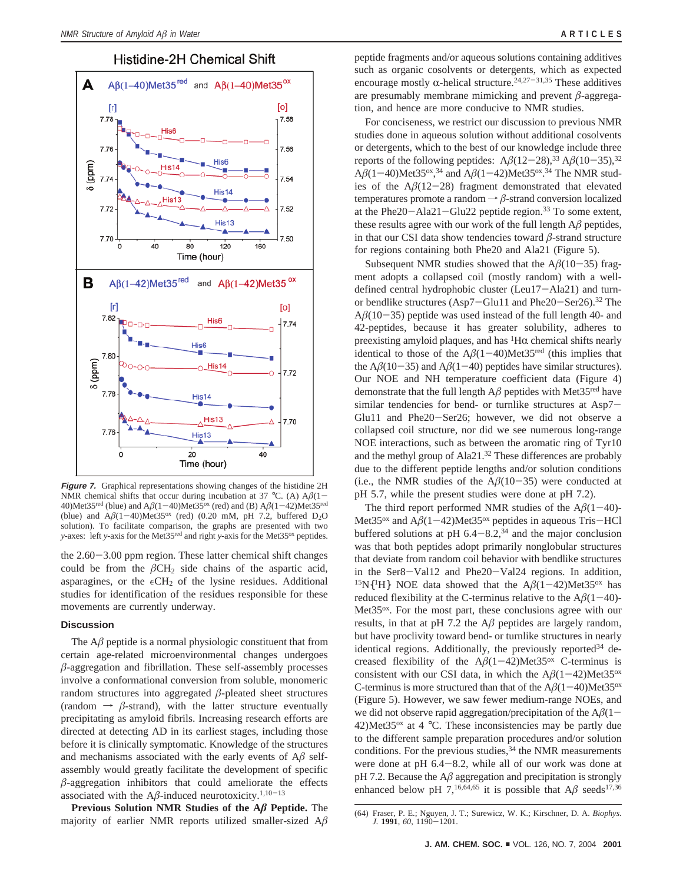**Figure 7.** Graphical representations showing changes of the histidine 2H NMR chemical shifts that occur during incubation at 37 °C. (A) Aβ(1−40)Met35$^{red}$ (blue) and Aβ(1−40)Met35$^{ox}$ (red) and (B) Aβ(1−42)Met35$^{red}$ (blue) and Aβ(1−40)Met35$^{ox}$ (red) (0.20 mM, pH 7.2, buffered $D_2O$ solution). To facilitate comparison, the graphs are presented with two *y*-axes: left *y*-axis for the Met35$^{red}$ and right *y*-axis for the Met35$^{ox}$ peptides.

the 2.60−3.00 ppm region. These latter chemical shift changes could be from the β$CH_2$ side chains of the aspartic acid, asparagines, or the ε$CH_2$ of the lysine residues. Additional studies for identification of the residues responsible for these movements are currently underway.

## Discussion

The Aβ peptide is a normal physiologic constituent that from certain age-related microenvironmental changes undergoes β-aggregation and fibrillation. These self-assembly processes involve a conformational conversion from soluble, monomeric random structures into aggregated β-pleated sheet structures (random → β-strand), with the latter structure eventually precipitating as amyloid fibrils. Increasing research efforts are directed at detecting AD in its earliest stages, including those before it is clinically symptomatic. Knowledge of the structures and mechanisms associated with the early events of Aβ self-assembly would greatly facilitate the development of specific β-aggregation inhibitors that could ameliorate the effects associated with the Aβ-induced neurotoxicity.[1,10−13]

**Previous Solution NMR Studies of the Aβ Peptide.** The majority of earlier NMR reports utilized smaller-sized Aβ peptide fragments and/or aqueous solutions containing additives such as organic cosolvents or detergents, which as expected encourage mostly α-helical structure.[24,27−31,35] These additives are presumably membrane mimicking and prevent β-aggregation, and hence are more conducive to NMR studies.

For conciseness, we restrict our discussion to previous NMR studies done in aqueous solution without additional cosolvents or detergents, which to the best of our knowledge include three reports of the following peptides: Aβ(12−28),[33] Aβ(10−35),[32] Aβ(1−40)Met35$^{ox}$,[34] and Aβ(1−42)Met35$^{ox}$.[34] The NMR studies of the Aβ(12−28) fragment demonstrated that elevated temperatures promote a random → β-strand conversion localized at the Phe20−Ala21−Glu22 peptide region.[33] To some extent, these results agree with our work of the full length Aβ peptides, in that our CSI data show tendencies toward β-strand structure for regions containing both Phe20 and Ala21 (Figure 5).

Subsequent NMR studies showed that the Aβ(10−35) fragment adopts a collapsed coil (mostly random) with a well-defined central hydrophobic cluster (Leu17−Ala21) and turn- or bendlike structures (Asp7−Glu11 and Phe20−Ser26).[32] The Aβ(10−35) peptide was used instead of the full length 40- and 42-peptides, because it has greater solubility, adheres to preexisting amyloid plaques, and has $^1$Hα chemical shifts nearly identical to those of the Aβ(1−40)Met35$^{red}$ (this implies that the Aβ(10−35) and Aβ(1−40) peptides have similar structures). Our NOE and NH temperature coefficient data (Figure 4) demonstrate that the full length Aβ peptides with Met35$^{red}$ have similar tendencies for bend- or turnlike structures at Asp7−Glu11 and Phe20−Ser26; however, we did not observe a collapsed coil structure, nor did we see numerous long-range NOE interactions, such as between the aromatic ring of Tyr10 and the methyl group of Ala21.[32] These differences are probably due to the different peptide lengths and/or solution conditions (i.e., the NMR studies of the Aβ(10−35) were conducted at pH 5.7, while the present studies were done at pH 7.2).

The third report performed NMR studies of the Aβ(1−40)-Met35$^{ox}$ and Aβ(1−42)Met35$^{ox}$ peptides in aqueous Tris−HCl buffered solutions at pH 6.4−8.2,[34] and the major conclusion was that both peptides adopt primarily nonglobular structures that deviate from random coil behavior with bendlike structures in the Ser8−Val12 and Phe20−Val24 regions. In addition, $^{15}$N{$^1$H} NOE data showed that the Aβ(1−42)Met35$^{ox}$ has reduced flexibility at the C-terminus relative to the Aβ(1−40)-Met35$^{ox}$. For the most part, these conclusions agree with our results, in that at pH 7.2 the Aβ peptides are largely random, but have proclivity toward bend- or turnlike structures in nearly identical regions. Additionally, the previously reported[34] decreased flexibility of the Aβ(1−42)Met35$^{ox}$ C-terminus is consistent with our CSI data, in which the Aβ(1−42)Met35$^{ox}$ C-terminus is more structured than that of the Aβ(1−40)Met35$^{ox}$ (Figure 5). However, we saw fewer medium-range NOEs, and we did not observe rapid aggregation/precipitation of the Aβ(1−42)Met35$^{ox}$ at 4 °C. These inconsistencies may be partly due to the different sample preparation procedures and/or solution conditions. For the previous studies,[34] the NMR measurements were done at pH 6.4−8.2, while all of our work was done at pH 7.2. Because the Aβ aggregation and precipitation is strongly enhanced below pH 7,[16,64,65] it is possible that Aβ seeds[17,36]

(64) Fraser, P. E.; Nguyen, J. T.; Surewicz, W. K.; Kirschner, D. A. *Biophys. J.* **1991**, *60*, 1190−1201.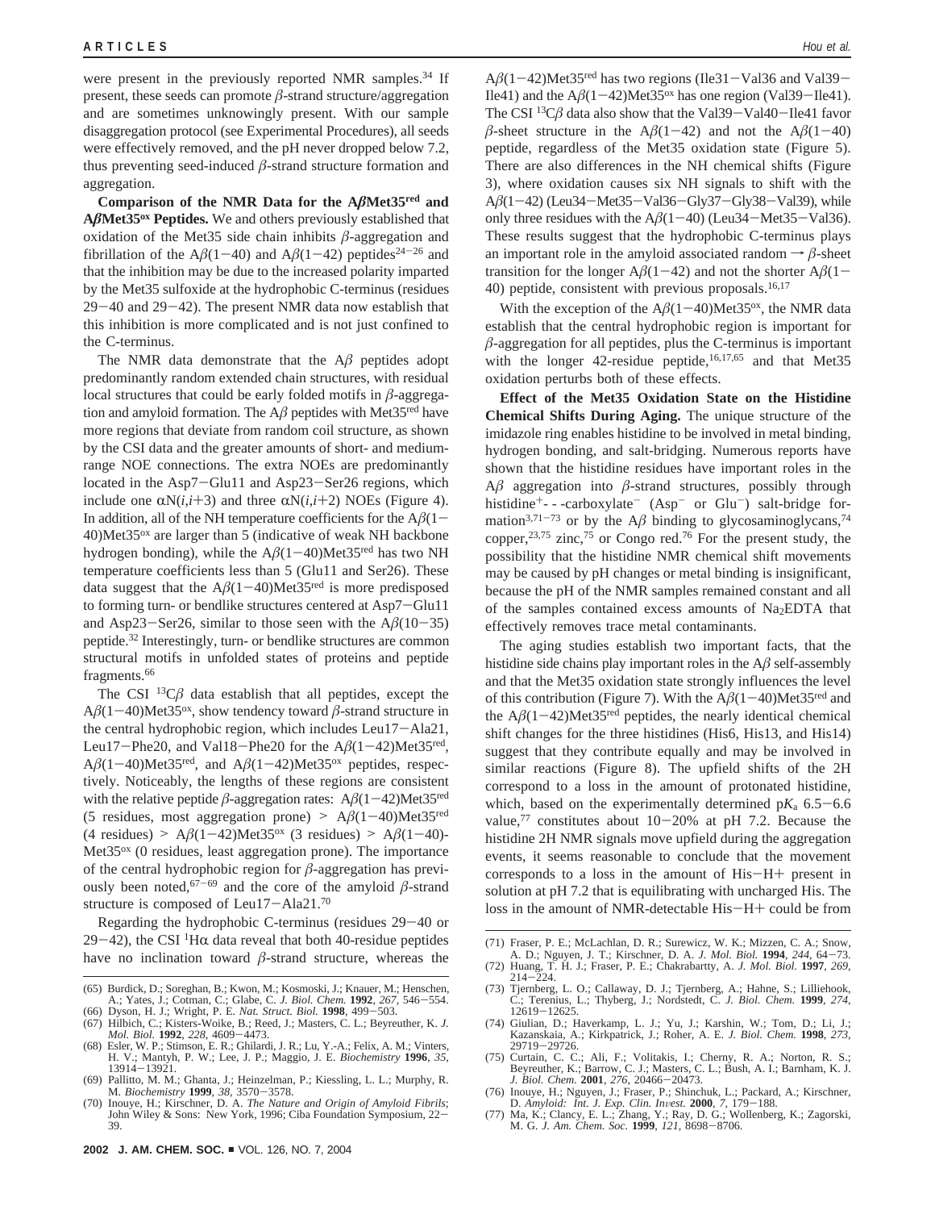were present in the previously reported NMR samples.[34] If present, these seeds can promote β-strand structure/aggregation and are sometimes unknowingly present. With our sample disaggregation protocol (see Experimental Procedures), all seeds were effectively removed, and the pH never dropped below 7.2, thus preventing seed-induced β-strand structure formation and aggregation.

**Comparison of the NMR Data for the AβMet35$^{red}$ and AβMet35$^{ox}$ Peptides.** We and others previously established that oxidation of the Met35 side chain inhibits β-aggregation and fibrillation of the Aβ(1−40) and Aβ(1−42) peptides[24−26] and that the inhibition may be due to the increased polarity imparted by the Met35 sulfoxide at the hydrophobic C-terminus (residues 29−40 and 29−42). The present NMR data now establish that this inhibition is more complicated and is not just confined to the C-terminus.

The NMR data demonstrate that the Aβ peptides adopt predominantly random extended chain structures, with residual local structures that could be early folded motifs in β-aggregation and amyloid formation. The Aβ peptides with Met35$^{red}$ have more regions that deviate from random coil structure, as shown by the CSI data and the greater amounts of short- and medium-range NOE connections. The extra NOEs are predominantly located in the Asp7−Glu11 and Asp23−Ser26 regions, which include one αN($i$,$i$+3) and three αN($i$,$i$+2) NOEs (Figure 4). In addition, all of the NH temperature coefficients for the Aβ(1−40)Met35$^{ox}$ are larger than 5 (indicative of weak NH backbone hydrogen bonding), while the Aβ(1−40)Met35$^{red}$ has two NH temperature coefficients less than 5 (Glu11 and Ser26). These data suggest that the Aβ(1−40)Met35$^{red}$ is more predisposed to forming turn- or bendlike structures centered at Asp7−Glu11 and Asp23−Ser26, similar to those seen with the Aβ(10−35) peptide.[32] Interestingly, turn- or bendlike structures are common structural motifs in unfolded states of proteins and peptide fragments.[66]

The CSI $^{13}$Cβ data establish that all peptides, except the Aβ(1−40)Met35$^{ox}$, show tendency toward β-strand structure in the central hydrophobic region, which includes Leu17−Ala21, Leu17−Phe20, and Val18−Phe20 for the Aβ(1−42)Met35$^{red}$, Aβ(1−40)Met35$^{red}$, and Aβ(1−42)Met35$^{ox}$ peptides, respectively. Noticeably, the lengths of these regions are consistent with the relative peptide β-aggregation rates: Aβ(1−42)Met35$^{red}$ (5 residues, most aggregation prone) > Aβ(1−40)Met35$^{red}$ (4 residues) > Aβ(1−42)Met35$^{ox}$ (3 residues) > Aβ(1−40)Met35$^{ox}$ (0 residues, least aggregation prone). The importance of the central hydrophobic region for β-aggregation has previously been noted,[67−69] and the core of the amyloid β-strand structure is composed of Leu17−Ala21.[70]

Regarding the hydrophobic C-terminus (residues 29−40 or 29−42), the CSI $^1$Hα data reveal that both 40-residue peptides have no inclination toward β-strand structure, whereas the Aβ(1−42)Met35$^{red}$ has two regions (Ile31−Val36 and Val39−Ile41) and the Aβ(1−42)Met35$^{ox}$ has one region (Val39−Ile41). The CSI $^{13}$Cβ data also show that the Val39−Val40−Ile41 favor β-sheet structure in the Aβ(1−42) and not the Aβ(1−40) peptide, regardless of the Met35 oxidation state (Figure 5). There are also differences in the NH chemical shifts (Figure 3), where oxidation causes six NH signals to shift with the Aβ(1−42) (Leu34−Met35−Val36−Gly37−Gly38−Val39), while only three residues with the Aβ(1−40) (Leu34−Met35−Val36). These results suggest that the hydrophobic C-terminus plays an important role in the amyloid associated random → β-sheet transition for the longer Aβ(1−42) and not the shorter Aβ(1−40) peptide, consistent with previous proposals.[16,17]

With the exception of the Aβ(1−40)Met35$^{ox}$, the NMR data establish that the central hydrophobic region is important for β-aggregation for all peptides, plus the C-terminus is important with the longer 42-residue peptide,[16,17,65] and that Met35 oxidation perturbs both of these effects.

**Effect of the Met35 Oxidation State on the Histidine Chemical Shifts During Aging.** The unique structure of the imidazole ring enables histidine to be involved in metal binding, hydrogen bonding, and salt-bridging. Numerous reports have shown that the histidine residues have important roles in the Aβ aggregation into β-strand structures, possibly through histidine$^+$- - -carboxylate$^-$ (Asp$^-$ or Glu$^-$) salt-bridge formation[3,71−73] or by the Aβ binding to glycosaminoglycans,[74] copper,[23,75] zinc,[75] or Congo red.[76] For the present study, the possibility that the histidine NMR chemical shift movements may be caused by pH changes or metal binding is insignificant, because the pH of the NMR samples remained constant and all of the samples contained excess amounts of $Na_2$EDTA that effectively removes trace metal contaminants.

The aging studies establish two important facts, that the histidine side chains play important roles in the Aβ self-assembly and that the Met35 oxidation state strongly influences the level of this contribution (Figure 7). With the Aβ(1−40)Met35$^{red}$ and the Aβ(1−42)Met35$^{red}$ peptides, the nearly identical chemical shift changes for the three histidines (His6, His13, and His14) suggest that they contribute equally and may be involved in similar reactions (Figure 8). The upfield shifts of the 2H correspond to a loss in the amount of protonated histidine, which, based on the experimentally determined p$K_a$ 6.5−6.6 value,[77] constitutes about 10−20% at pH 7.2. Because the histidine 2H NMR signals move upfield during the aggregation events, it seems reasonable to conclude that the movement corresponds to a loss in the amount of His−H+ present in solution at pH 7.2 that is equilibrating with uncharged His. The loss in the amount of NMR-detectable His−H+ could be from

(65) Burdick, D.; Soreghan, B.; Kwon, M.; Kosmoski, J.; Knauer, M.; Henschen, A.; Yates, J.; Cotman, C.; Glabe, C. *J. Biol. Chem.* **1992**, *267*, 546−554.
(66) Dyson, H. J.; Wright, P. E. *Nat. Struct. Biol.* **1998**, 499−503.
(67) Hilbich, C.; Kisters-Woike, B.; Reed, J.; Masters, C. L.; Beyreuther, K. *J. Mol. Biol.* **1992**, *228*, 4609−4473.
(68) Esler, W. P.; Stimson, E. R.; Ghilardi, J. R.; Lu, Y.-A.; Felix, A. M.; Vinters, H. V.; Mantyh, P. W.; Lee, J. P.; Maggio, J. E. *Biochemistry* **1996**, *35*, 13914−13921.
(69) Pallitto, M. M.; Ghanta, J.; Heinzelman, P.; Kiessling, L. L.; Murphy, R. M. *Biochemistry* **1999**, *38*, 3570−3578.
(70) Inouye, H.; Kirschner, D. A. *The Nature and Origin of Amyloid Fibrils*; John Wiley & Sons: New York, 1996; Ciba Foundation Symposium, 22−39.
(71) Fraser, P. E.; McLachlan, D. R.; Surewicz, W. K.; Mizzen, C. A.; Snow, A. D.; Nguyen, J. T.; Kirschner, D. A. *J. Mol. Biol.* **1994**, *244*, 64−73.
(72) Huang, T. H. J.; Fraser, P. E.; Chakrabartty, A. *J. Mol. Biol.* **1997**, *269*, 214−224.
(73) Tjernberg, L. O.; Callaway, D. J.; Tjernberg, A.; Hahne, S.; Lilliehook, C.; Terenius, L.; Thyberg, J.; Nordstedt, C. *J. Biol. Chem.* **1999**, *274*, 12619−12625.
(74) Giulian, D.; Haverkamp, L. J.; Yu, J.; Karshin, W.; Tom, D.; Li, J.; Kazanskaia, A.; Kirkpatrick, J.; Roher, A. E. *J. Biol. Chem.* **1998**, *273*, 29719−29726.
(75) Curtain, C. C.; Ali, F.; Volitakis, I.; Cherny, R. A.; Norton, R. S.; Beyreuther, K.; Barrow, C. J.; Masters, C. L.; Bush, A. I.; Barnham, K. J. *J. Biol. Chem.* **2001**, *276*, 20466−20473.
(76) Inouye, H.; Nguyen, J.; Fraser, P.; Shinchuk, L.; Packard, A.; Kirschner, D. *Amyloid: Int. J. Exp. Clin. Invest.* **2000**, *7*, 179−188.
(77) Ma, K.; Clancy, E. L.; Zhang, Y.; Ray, D. G.; Wollenberg, K.; Zagorski, M. G. *J. Am. Chem. Soc.* **1999**, *121*, 8698−8706.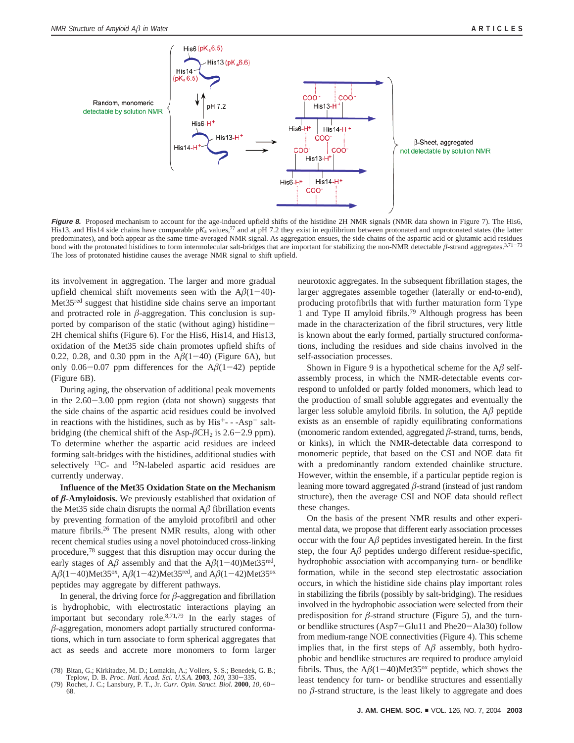*Figure 8.* Proposed mechanism to account for the age-induced upfield shifts of the histidine 2H NMR signals (NMR data shown in Figure 7). The His6, His13, and His14 side chains have comparable p$K_a$ values,[77] and at pH 7.2 they exist in equilibrium between protonated and unprotonated states (the latter predominates), and both appear as the same time-averaged NMR signal. As aggregation ensues, the side chains of the aspartic acid or glutamic acid residues bond with the protonated histidines to form intermolecular salt-bridges that are important for stabilizing the non-NMR detectable $\beta$-strand aggregates.[3,71-73] The loss of protonated histidine causes the average NMR signal to shift upfield.

its involvement in aggregation. The larger and more gradual upfield chemical shift movements seen with the A$\beta$(1−40)-Met35$^{red}$ suggest that histidine side chains serve an important and protracted role in $\beta$-aggregation. This conclusion is supported by comparison of the static (without aging) histidine−2H chemical shifts (Figure 6). For the His6, His14, and His13, oxidation of the Met35 side chain promotes upfield shifts of 0.22, 0.28, and 0.30 ppm in the A$\beta$(1−40) (Figure 6A), but only 0.06−0.07 ppm differences for the A$\beta$(1−42) peptide (Figure 6B).

During aging, the observation of additional peak movements in the 2.60−3.00 ppm region (data not shown) suggests that the side chains of the aspartic acid residues could be involved in reactions with the histidines, such as by His$^{+}$- - -Asp$^{-}$ salt-bridging (the chemical shift of the Asp-$\beta$CH$_2$ is 2.6−2.9 ppm). To determine whether the aspartic acid residues are indeed forming salt-bridges with the histidines, additional studies with selectively $^{13}$C- and $^{15}$N-labeled aspartic acid residues are currently underway.

**Influence of the Met35 Oxidation State on the Mechanism of *β*-Amyloidosis.** We previously established that oxidation of the Met35 side chain disrupts the normal A$\beta$ fibrillation events by preventing formation of the amyloid protofibril and other mature fibrils.[26] The present NMR results, along with other recent chemical studies using a novel photoinduced cross-linking procedure,[78] suggest that this disruption may occur during the early stages of A$\beta$ assembly and that the A$\beta$(1−40)Met35$^{red}$, A$\beta$(1−40)Met35$^{ox}$, A$\beta$(1−42)Met35$^{red}$, and A$\beta$(1−42)Met35$^{ox}$ peptides may aggregate by different pathways.

In general, the driving force for $\beta$-aggregation and fibrillation is hydrophobic, with electrostatic interactions playing an important but secondary role.[8,71,79] In the early stages of $\beta$-aggregation, monomers adopt partially structured conformations, which in turn associate to form spherical aggregates that act as seeds and accrete more monomers to form larger neurotoxic aggregates. In the subsequent fibrillation stages, the larger aggregates assemble together (laterally or end-to-end), producing protofibrils that with further maturation form Type 1 and Type II amyloid fibrils.[79] Although progress has been made in the characterization of the fibril structures, very little is known about the early formed, partially structured conformations, including the residues and side chains involved in the self-association processes.

Shown in Figure 9 is a hypothetical scheme for the A$\beta$ self-assembly process, in which the NMR-detectable events correspond to unfolded or partly folded monomers, which lead to the production of small soluble aggregates and eventually the larger less soluble amyloid fibrils. In solution, the A$\beta$ peptide exists as an ensemble of rapidly equilibrating conformations (monomeric random extended, aggregated $\beta$-strand, turns, bends, or kinks), in which the NMR-detectable data correspond to monomeric peptide, that based on the CSI and NOE data fit with a predominantly random extended chainlike structure. However, within the ensemble, if a particular peptide region is leaning more toward aggregated $\beta$-strand (instead of just random structure), then the average CSI and NOE data should reflect these changes.

On the basis of the present NMR results and other experimental data, we propose that different early association processes occur with the four A$\beta$ peptides investigated herein. In the first step, the four A$\beta$ peptides undergo different residue-specific, hydrophobic association with accompanying turn- or bendlike formation, while in the second step electrostatic association occurs, in which the histidine side chains play important roles in stabilizing the fibrils (possibly by salt-bridging). The residues involved in the hydrophobic association were selected from their predisposition for $\beta$-strand structure (Figure 5), and the turn- or bendlike structures (Asp7−Glu11 and Phe20−Ala30) follow from medium-range NOE connectivities (Figure 4). This scheme implies that, in the first steps of A$\beta$ assembly, both hydrophobic and bendlike structures are required to produce amyloid fibrils. Thus, the A$\beta$(1−40)Met35$^{ox}$ peptide, which shows the least tendency for turn- or bendlike structures and essentially no $\beta$-strand structure, is the least likely to aggregate and does

(78) Bitan, G.; Kirkitadze, M. D.; Lomakin, A.; Vollers, S. S.; Benedek, G. B.; Teplow, D. B. *Proc. Natl. Acad. Sci. U.S.A.* **2003**, *100*, 330−335.
(79) Rochet, J. C.; Lansbury, P. T., Jr. *Curr. Opin. Struct. Biol.* **2000**, *10*, 60−68.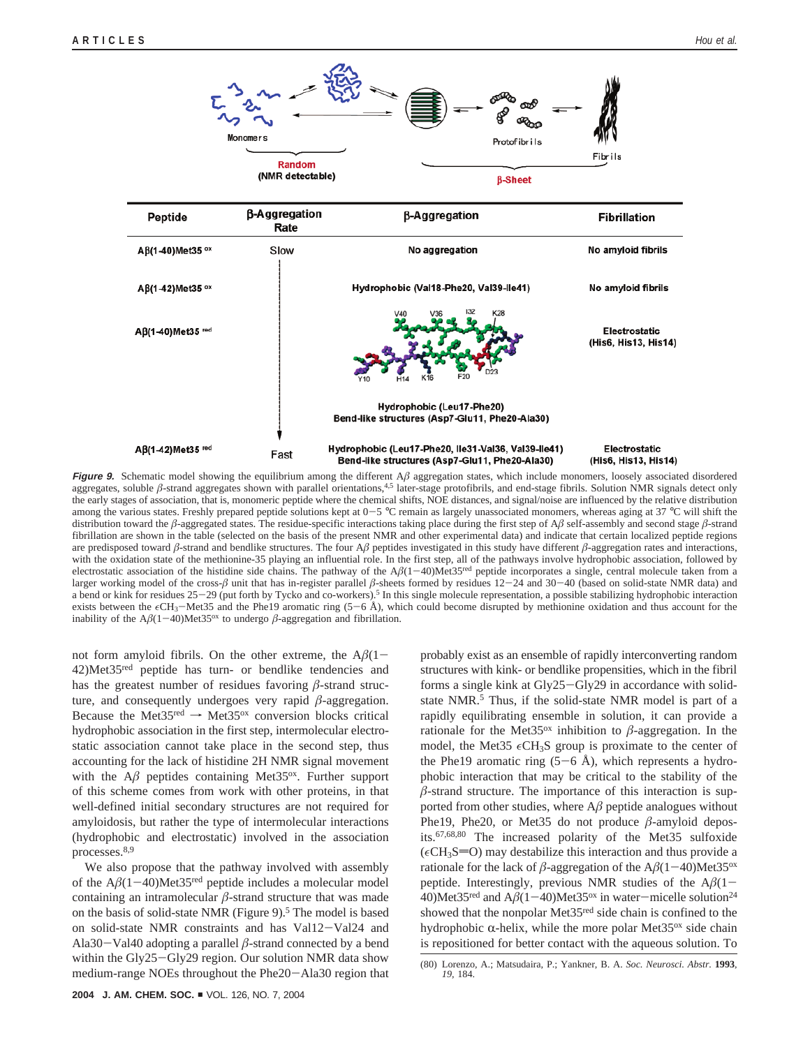| Peptide | β-Aggregation Rate | β-Aggregation | Fibrillation |
|---|---|---|---|
| Aβ(1-40)Met35 $^{ox}$ | Slow | No aggregation | No amyloid fibrils |
| Aβ(1-42)Met35 $^{ox}$ | | Hydrophobic (Val18-Phe20, Val39-Ile41) | No amyloid fibrils |
| Aβ(1-40)Met35 $^{red}$ | | Hydrophobic (Leu17-Phe20) Bend-like structures (Asp7-Glu11, Phe20-Ala30) | Electrostatic (His6, His13, His14) |
| Aβ(1-42)Met35 $^{red}$ | Fast | Hydrophobic (Leu17-Phe20, Ile31-Val36, Val39-Ile41) Bend-like structures (Asp7-Glu11, Phe20-Ala30) | Electrostatic (His6, His13, His14) |

***Figure 9.*** Schematic model showing the equilibrium among the different Aβ aggregation states, which include monomers, loosely associated disordered aggregates, soluble β-strand aggregates shown with parallel orientations,[4,5] later-stage protofibrils, and end-stage fibrils. Solution NMR signals detect only the early stages of association, that is, monomeric peptide where the chemical shifts, NOE distances, and signal/noise are influenced by the relative distribution among the various states. Freshly prepared peptide solutions kept at 0−5 °C remain as largely unassociated monomers, whereas aging at 37 °C will shift the distribution toward the β-aggregated states. The residue-specific interactions taking place during the first step of Aβ self-assembly and second stage β-strand fibrillation are shown in the table (selected on the basis of the present NMR and other experimental data) and indicate that certain localized peptide regions are predisposed toward β-strand and bendlike structures. The four Aβ peptides investigated in this study have different β-aggregation rates and interactions, with the oxidation state of the methionine-35 playing an influential role. In the first step, all of the pathways involve hydrophobic association, followed by electrostatic association of the histidine side chains. The pathway of the Aβ(1−40)Met35$^{red}$ peptide incorporates a single, central molecule taken from a larger working model of the cross-β unit that has in-register parallel β-sheets formed by residues 12−24 and 30−40 (based on solid-state NMR data) and a bend or kink for residues 25−29 (put forth by Tycko and co-workers).[5] In this single molecule representation, a possible stabilizing hydrophobic interaction exists between the $\epsilon CH_3$−Met35 and the Phe19 aromatic ring (5−6 Å), which could become disrupted by methionine oxidation and thus account for the inability of the Aβ(1−40)Met35$^{ox}$ to undergo β-aggregation and fibrillation.

not form amyloid fibrils. On the other extreme, the Aβ(1−42)Met35$^{red}$ peptide has turn- or bendlike tendencies and has the greatest number of residues favoring β-strand structure, and consequently undergoes very rapid β-aggregation. Because the Met35$^{red}$ → Met35$^{ox}$ conversion blocks critical hydrophobic association in the first step, intermolecular electrostatic association cannot take place in the second step, thus accounting for the lack of histidine 2H NMR signal movement with the Aβ peptides containing Met35$^{ox}$. Further support of this scheme comes from work with other proteins, in that well-defined initial secondary structures are not required for amyloidosis, but rather the type of intermolecular interactions (hydrophobic and electrostatic) involved in the association processes.[8,9]

We also propose that the pathway involved with assembly of the Aβ(1−40)Met35$^{red}$ peptide includes a molecular model containing an intramolecular β-strand structure that was made on the basis of solid-state NMR (Figure 9).[5] The model is based on solid-state NMR constraints and has Val12−Val24 and Ala30−Val40 adopting a parallel β-strand connected by a bend within the Gly25−Gly29 region. Our solution NMR data show medium-range NOEs throughout the Phe20−Ala30 region that probably exist as an ensemble of rapidly interconverting random structures with kink- or bendlike propensities, which in the fibril forms a single kink at Gly25−Gly29 in accordance with solid-state NMR.[5] Thus, if the solid-state NMR model is part of a rapidly equilibrating ensemble in solution, it can provide a rationale for the Met35$^{ox}$ inhibition to β-aggregation. In the model, the Met35 $\epsilon CH_3S$ group is proximate to the center of the Phe19 aromatic ring (5−6 Å), which represents a hydrophobic interaction that may be critical to the stability of the β-strand structure. The importance of this interaction is supported from other studies, where Aβ peptide analogues without Phe19, Phe20, or Met35 do not produce β-amyloid deposits.[67,68,80] The increased polarity of the Met35 sulfoxide ($\epsilon CH_3S{=}O$) may destabilize this interaction and thus provide a rationale for the lack of β-aggregation of the Aβ(1−40)Met35$^{ox}$ peptide. Interestingly, previous NMR studies of the Aβ(1−40)Met35$^{red}$ and Aβ(1−40)Met35$^{ox}$ in water−micelle solution[24] showed that the nonpolar Met35$^{red}$ side chain is confined to the hydrophobic α-helix, while the more polar Met35$^{ox}$ side chain is repositioned for better contact with the aqueous solution. To

(80) Lorenzo, A.; Matsudaira, P.; Yankner, B. A. *Soc. Neurosci. Abstr.* **1993**, *19*, 184.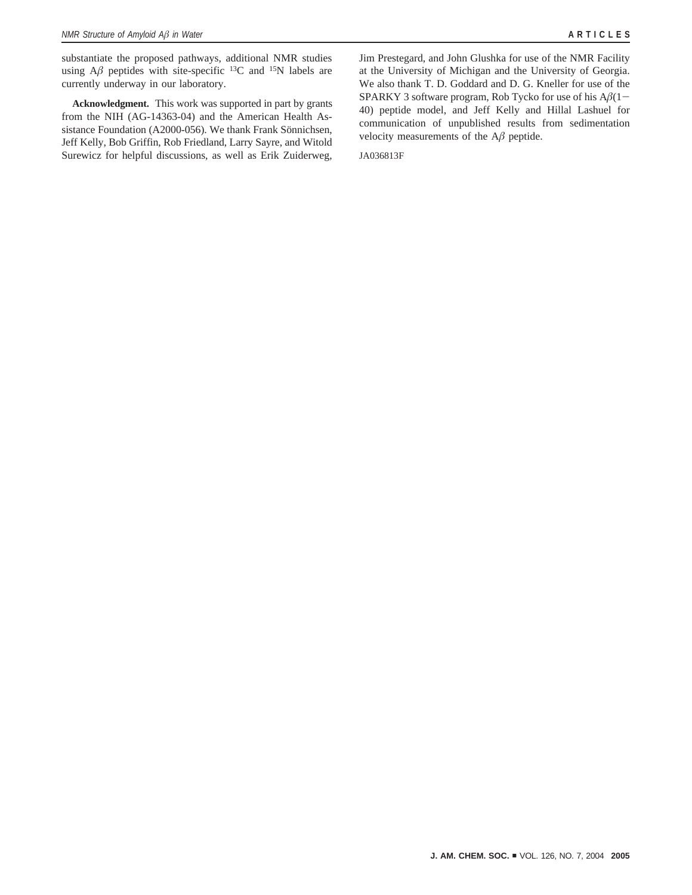substantiate the proposed pathways, additional NMR studies using A$\beta$ peptides with site-specific $^{13}$C and $^{15}$N labels are currently underway in our laboratory.

**Acknowledgment.** This work was supported in part by grants from the NIH (AG-14363-04) and the American Health Assistance Foundation (A2000-056). We thank Frank Sönnichsen, Jeff Kelly, Bob Griffin, Rob Friedland, Larry Sayre, and Witold Surewicz for helpful discussions, as well as Erik Zuiderweg, Jim Prestegard, and John Glushka for use of the NMR Facility at the University of Michigan and the University of Georgia. We also thank T. D. Goddard and D. G. Kneller for use of the SPARKY 3 software program, Rob Tycko for use of his A$\beta$(1−40) peptide model, and Jeff Kelly and Hillal Lashuel for communication of unpublished results from sedimentation velocity measurements of the A$\beta$ peptide.

JA036813F